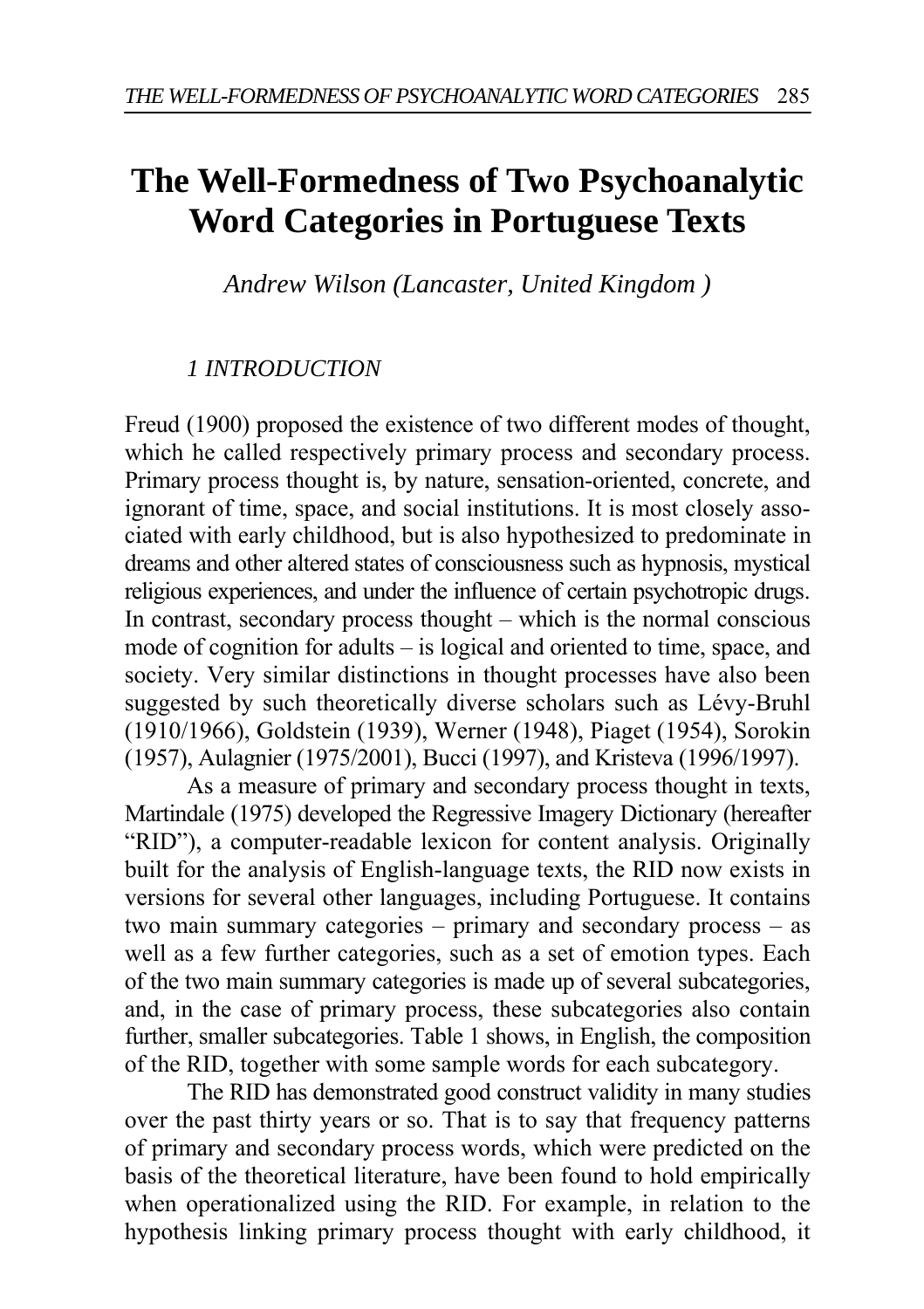# The Well-Formedness of Two Psychoanalytic Word Categories in Portuguese Texts

*Andrew Wilson (Lancaster, United Kingdom )*

## *1 INTRODUCTION*

Freud (1900) proposed the existence of two different modes of thought, which he called respectively primary process and secondary process. Primary process thought is, by nature, sensation-oriented, concrete, and ignorant of time, space, and social institutions. It is most closely associated with early childhood, but is also hypothesized to predominate in dreams and other altered states of consciousness such as hypnosis, mystical religious experiences, and under the influence of certain psychotropic drugs. In contrast, secondary process thought – which is the normal conscious mode of cognition for adults – is logical and oriented to time, space, and society. Very similar distinctions in thought processes have also been suggested by such theoretically diverse scholars such as Lévy-Bruhl (1910/1966), Goldstein (1939), Werner (1948), Piaget (1954), Sorokin (1957), Aulagnier (1975/2001), Bucci (1997), and Kristeva (1996/1997).

As a measure of primary and secondary process thought in texts, Martindale (1975) developed the Regressive Imagery Dictionary (hereafter "RID"), a computer-readable lexicon for content analysis. Originally built for the analysis of English-language texts, the RID now exists in versions for several other languages, including Portuguese. It contains two main summary categories – primary and secondary process – as well as a few further categories, such as a set of emotion types. Each of the two main summary categories is made up of several subcategories, and, in the case of primary process, these subcategories also contain further, smaller subcategories. Table 1 shows, in English, the composition of the RID, together with some sample words for each subcategory.

The RID has demonstrated good construct validity in many studies over the past thirty years or so. That is to say that frequency patterns of primary and secondary process words, which were predicted on the basis of the theoretical literature, have been found to hold empirically when operationalized using the RID. For example, in relation to the hypothesis linking primary process thought with early childhood, it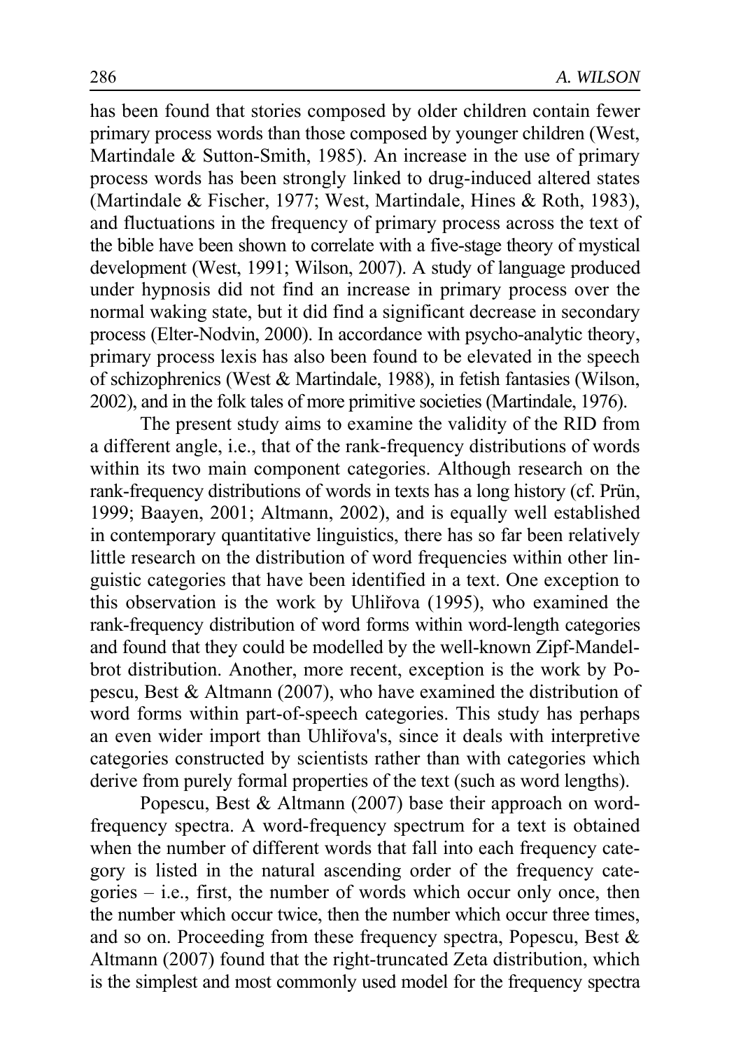has been found that stories composed by older children contain fewer primary process words than those composed by younger children (West, Martindale & Sutton-Smith, 1985). An increase in the use of primary process words has been strongly linked to drug-induced altered states (Martindale & Fischer, 1977; West, Martindale, Hines & Roth, 1983), and fluctuations in the frequency of primary process across the text of the bible have been shown to correlate with a five-stage theory of mystical development (West, 1991; Wilson, 2007). A study of language produced under hypnosis did not find an increase in primary process over the normal waking state, but it did find a significant decrease in secondary process (Elter-Nodvin, 2000). In accordance with psycho-analytic theory, primary process lexis has also been found to be elevated in the speech of schizophrenics (West & Martindale, 1988), in fetish fantasies (Wilson, 2002), and in the folk tales of more primitive societies (Martindale, 1976).

The present study aims to examine the validity of the RID from a different angle, i.e., that of the rank-frequency distributions of words within its two main component categories. Although research on the rank-frequency distributions of words in texts has a long history (cf. Prün, 1999; Baayen, 2001; Altmann, 2002), and is equally well established in contemporary quantitative linguistics, there has so far been relatively little research on the distribution of word frequencies within other linguistic categories that have been identified in a text. One exception to this observation is the work by Uhlířova (1995), who examined the rank-frequency distribution of word forms within word-length categories and found that they could be modelled by the well-known Zipf-Mandelbrot distribution. Another, more recent, exception is the work by Popescu, Best & Altmann (2007), who have examined the distribution of word forms within part-of-speech categories. This study has perhaps an even wider import than Uhlířova's, since it deals with interpretive categories constructed by scientists rather than with categories which derive from purely formal properties of the text (such as word lengths).

Popescu, Best & Altmann (2007) base their approach on word-frequency spectra. A word-frequency spectrum for a text is obtained when the number of different words that fall into each frequency category is listed in the natural ascending order of the frequency categories – i.e., first, the number of words which occur only once, then the number which occur twice, then the number which occur three times, and so on. Proceeding from these frequency spectra, Popescu, Best & Altmann (2007) found that the right-truncated Zeta distribution, which is the simplest and most commonly used model for the frequency spectra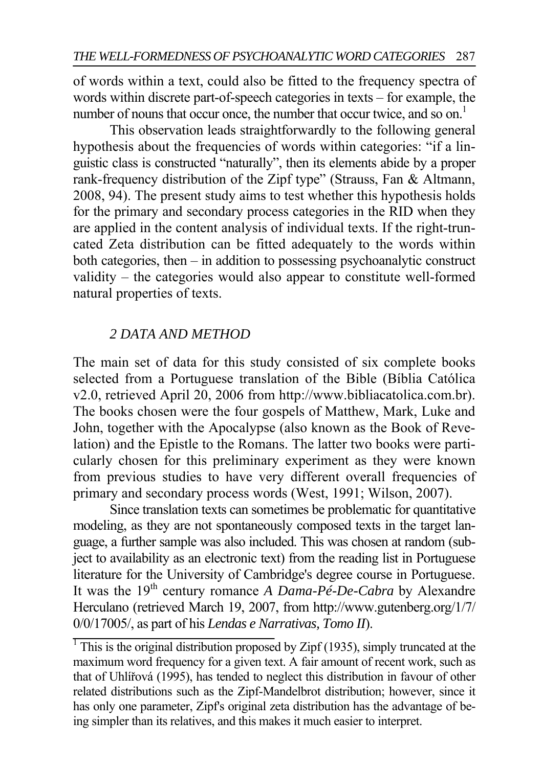of words within a text, could also be fitted to the frequency spectra of words within discrete part-of-speech categories in texts – for example, the number of nouns that occur once, the number that occur twice, and so on.[1]

This observation leads straightforwardly to the following general hypothesis about the frequencies of words within categories: "if a linguistic class is constructed "naturally", then its elements abide by a proper rank-frequency distribution of the Zipf type" (Strauss, Fan & Altmann, 2008, 94). The present study aims to test whether this hypothesis holds for the primary and secondary process categories in the RID when they are applied in the content analysis of individual texts. If the right-truncated Zeta distribution can be fitted adequately to the words within both categories, then – in addition to possessing psychoanalytic construct validity – the categories would also appear to constitute well-formed natural properties of texts.

## *2 DATA AND METHOD*

The main set of data for this study consisted of six complete books selected from a Portuguese translation of the Bible (Bíblia Católica v2.0, retrieved April 20, 2006 from http://www.bibliacatolica.com.br). The books chosen were the four gospels of Matthew, Mark, Luke and John, together with the Apocalypse (also known as the Book of Revelation) and the Epistle to the Romans. The latter two books were particularly chosen for this preliminary experiment as they were known from previous studies to have very different overall frequencies of primary and secondary process words (West, 1991; Wilson, 2007).

Since translation texts can sometimes be problematic for quantitative modeling, as they are not spontaneously composed texts in the target language, a further sample was also included. This was chosen at random (subject to availability as an electronic text) from the reading list in Portuguese literature for the University of Cambridge's degree course in Portuguese. It was the 19th century romance *A Dama-Pé-De-Cabra* by Alexandre Herculano (retrieved March 19, 2007, from http://www.gutenberg.org/1/7/0/0/17005/, as part of his *Lendas e Narrativas, Tomo II*).

---

[1] This is the original distribution proposed by Zipf (1935), simply truncated at the maximum word frequency for a given text. A fair amount of recent work, such as that of Uhlířová (1995), has tended to neglect this distribution in favour of other related distributions such as the Zipf-Mandelbrot distribution; however, since it has only one parameter, Zipf's original zeta distribution has the advantage of being simpler than its relatives, and this makes it much easier to interpret.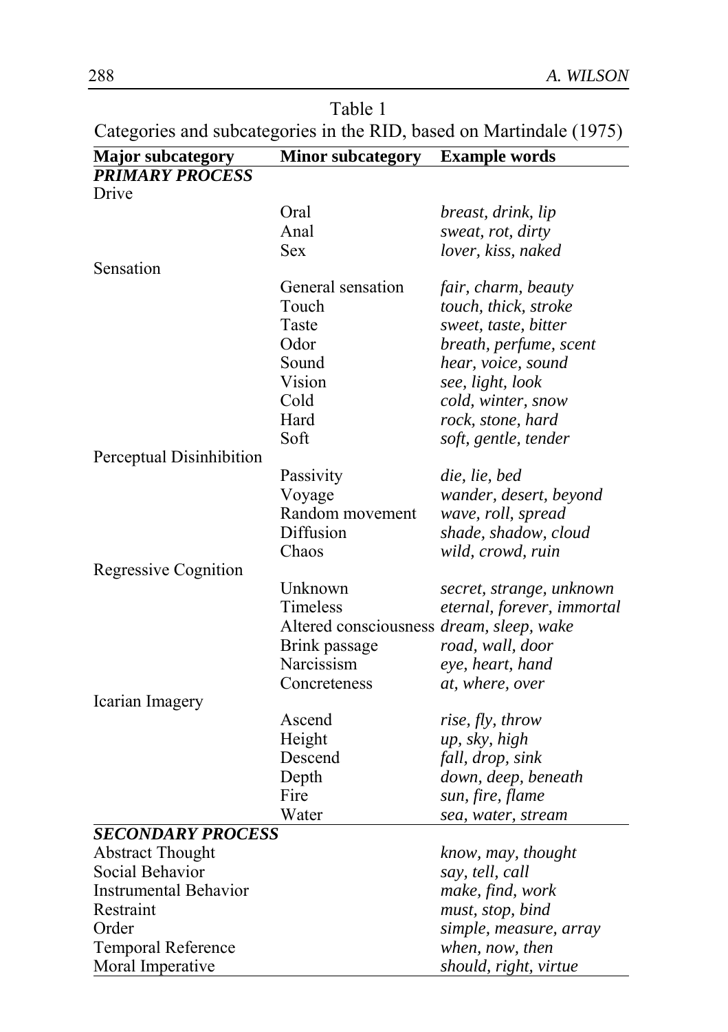Table 1

Categories and subcategories in the RID, based on Martindale (1975)

| Major subcategory | Minor subcategory | Example words |
|---|---|---|
| ***PRIMARY PROCESS*** | | |
| Drive | | |
| | Oral | *breast, drink, lip* |
| | Anal | *sweat, rot, dirty* |
| | Sex | *lover, kiss, naked* |
| Sensation | | |
| | General sensation | *fair, charm, beauty* |
| | Touch | *touch, thick, stroke* |
| | Taste | *sweet, taste, bitter* |
| | Odor | *breath, perfume, scent* |
| | Sound | *hear, voice, sound* |
| | Vision | *see, light, look* |
| | Cold | *cold, winter, snow* |
| | Hard | *rock, stone, hard* |
| | Soft | *soft, gentle, tender* |
| Perceptual Disinhibition | | |
| | Passivity | *die, lie, bed* |
| | Voyage | *wander, desert, beyond* |
| | Random movement | *wave, roll, spread* |
| | Diffusion | *shade, shadow, cloud* |
| | Chaos | *wild, crowd, ruin* |
| Regressive Cognition | | |
| | Unknown | *secret, strange, unknown* |
| | Timeless | *eternal, forever, immortal* |
| | Altered consciousness | *dream, sleep, wake* |
| | Brink passage | *road, wall, door* |
| | Narcissism | *eye, heart, hand* |
| | Concreteness | *at, where, over* |
| Icarian Imagery | | |
| | Ascend | *rise, fly, throw* |
| | Height | *up, sky, high* |
| | Descend | *fall, drop, sink* |
| | Depth | *down, deep, beneath* |
| | Fire | *sun, fire, flame* |
| | Water | *sea, water, stream* |
| ***SECONDARY PROCESS*** | | |
| Abstract Thought | | *know, may, thought* |
| Social Behavior | | *say, tell, call* |
| Instrumental Behavior | | *make, find, work* |
| Restraint | | *must, stop, bind* |
| Order | | *simple, measure, array* |
| Temporal Reference | | *when, now, then* |
| Moral Imperative | | *should, right, virtue* |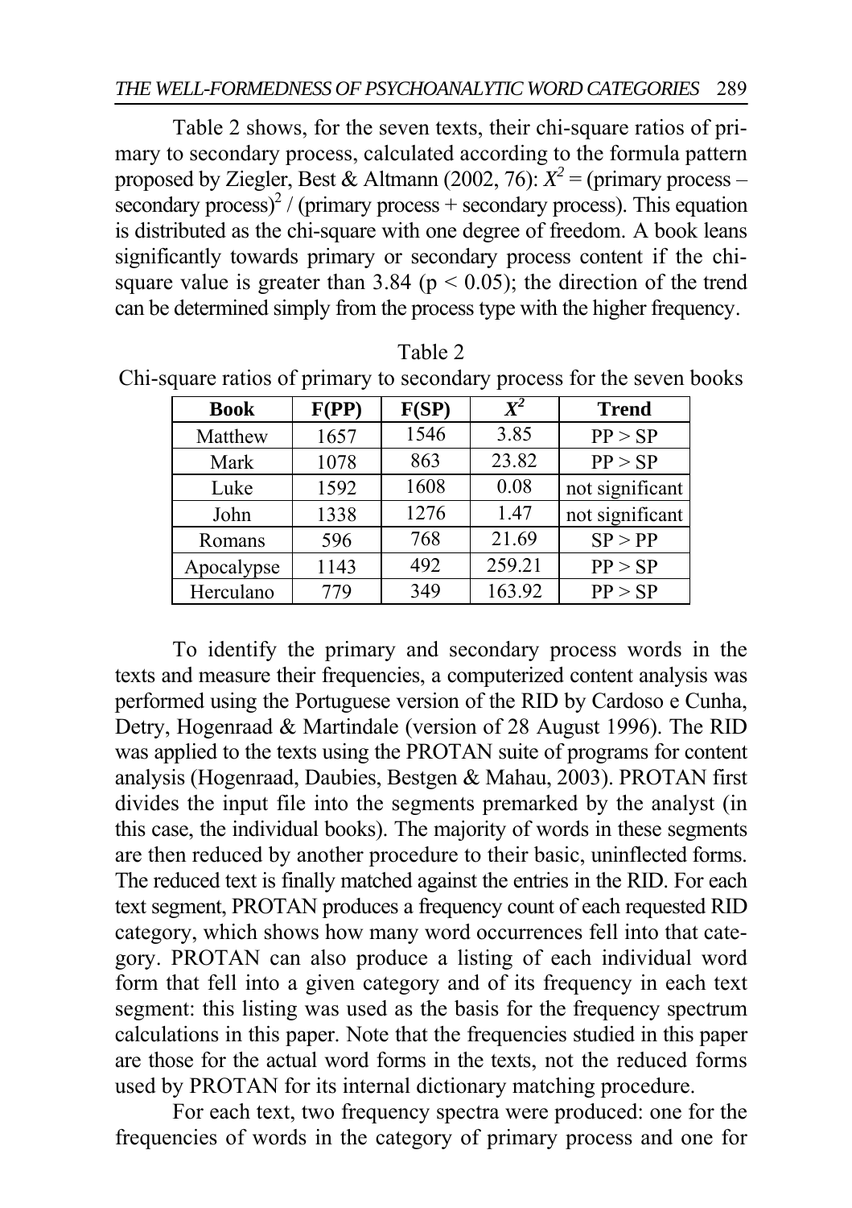Table 2 shows, for the seven texts, their chi-square ratios of primary to secondary process, calculated according to the formula pattern proposed by Ziegler, Best & Altmann (2002, 76): $X^2$ = (primary process – secondary process)$^2$ / (primary process + secondary process). This equation is distributed as the chi-square with one degree of freedom. A book leans significantly towards primary or secondary process content if the chi-square value is greater than 3.84 ($p < 0.05$); the direction of the trend can be determined simply from the process type with the higher frequency.

Table 2
Chi-square ratios of primary to secondary process for the seven books

| Book | F(PP) | F(SP) | $X^2$ | Trend |
|---|---|---|---|---|
| Matthew | 1657 | 1546 | 3.85 | PP > SP |
| Mark | 1078 | 863 | 23.82 | PP > SP |
| Luke | 1592 | 1608 | 0.08 | not significant |
| John | 1338 | 1276 | 1.47 | not significant |
| Romans | 596 | 768 | 21.69 | SP > PP |
| Apocalypse | 1143 | 492 | 259.21 | PP > SP |
| Herculano | 779 | 349 | 163.92 | PP > SP |

To identify the primary and secondary process words in the texts and measure their frequencies, a computerized content analysis was performed using the Portuguese version of the RID by Cardoso e Cunha, Detry, Hogenraad & Martindale (version of 28 August 1996). The RID was applied to the texts using the PROTAN suite of programs for content analysis (Hogenraad, Daubies, Bestgen & Mahau, 2003). PROTAN first divides the input file into the segments premarked by the analyst (in this case, the individual books). The majority of words in these segments are then reduced by another procedure to their basic, uninflected forms. The reduced text is finally matched against the entries in the RID. For each text segment, PROTAN produces a frequency count of each requested RID category, which shows how many word occurrences fell into that category. PROTAN can also produce a listing of each individual word form that fell into a given category and of its frequency in each text segment: this listing was used as the basis for the frequency spectrum calculations in this paper. Note that the frequencies studied in this paper are those for the actual word forms in the texts, not the reduced forms used by PROTAN for its internal dictionary matching procedure.

For each text, two frequency spectra were produced: one for the frequencies of words in the category of primary process and one for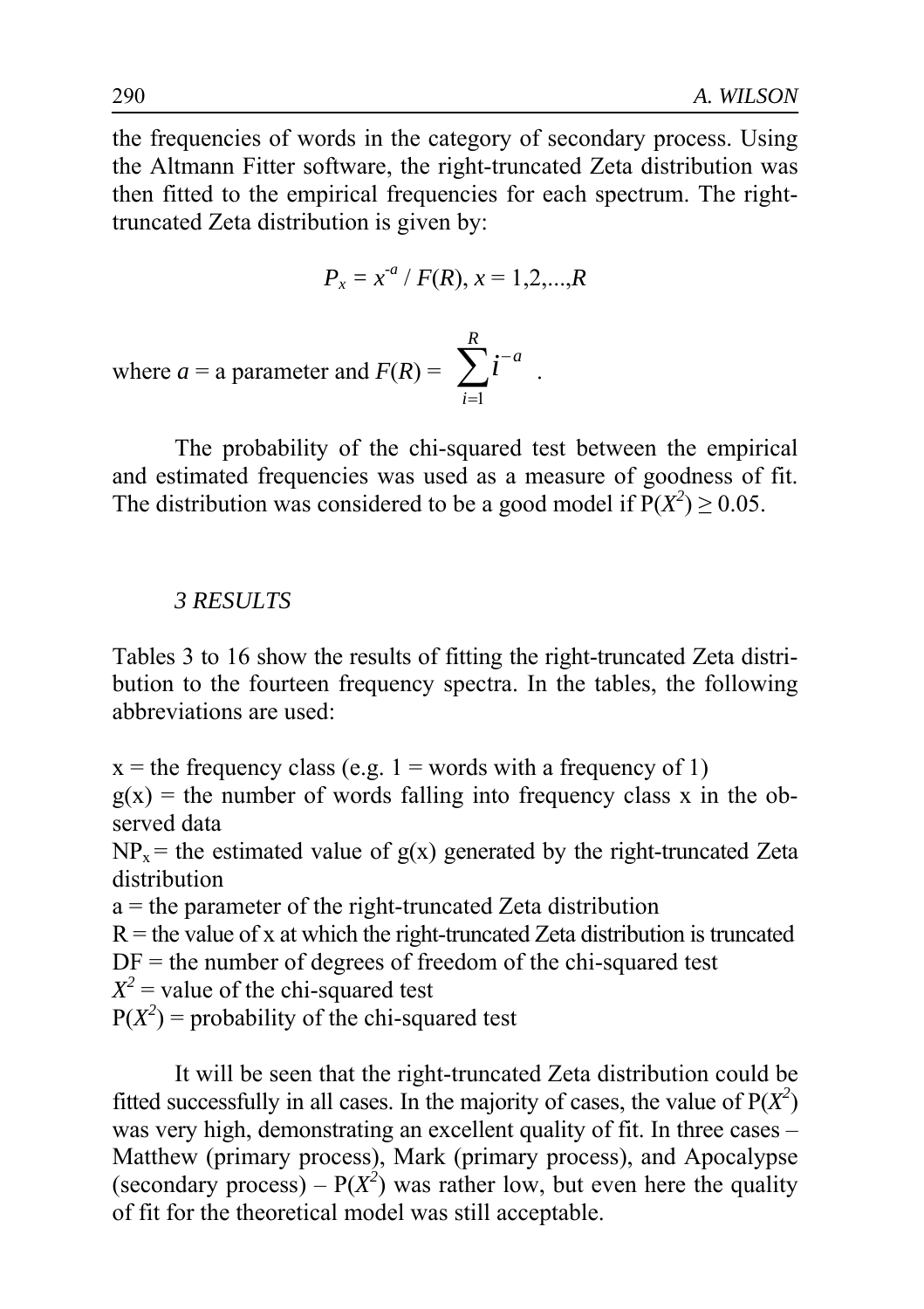the frequencies of words in the category of secondary process. Using the Altmann Fitter software, the right-truncated Zeta distribution was then fitted to the empirical frequencies for each spectrum. The right-truncated Zeta distribution is given by:

$$P_x = x^{-a} / F(R),\ x = 1,2,...,R$$

where $a$ = a parameter and $F(R) = \sum_{i=1}^{R} i^{-a}$ .

The probability of the chi-squared test between the empirical and estimated frequencies was used as a measure of goodness of fit. The distribution was considered to be a good model if $P(X^2) \geq 0.05$.

## *3 RESULTS*

Tables 3 to 16 show the results of fitting the right-truncated Zeta distribution to the fourteen frequency spectra. In the tables, the following abbreviations are used:

x = the frequency class (e.g. 1 = words with a frequency of 1)
g(x) = the number of words falling into frequency class x in the observed data
$NP_x$ = the estimated value of g(x) generated by the right-truncated Zeta distribution
a = the parameter of the right-truncated Zeta distribution
R = the value of x at which the right-truncated Zeta distribution is truncated
DF = the number of degrees of freedom of the chi-squared test
$X^2$ = value of the chi-squared test
$P(X^2)$ = probability of the chi-squared test

It will be seen that the right-truncated Zeta distribution could be fitted successfully in all cases. In the majority of cases, the value of $P(X^2)$ was very high, demonstrating an excellent quality of fit. In three cases – Matthew (primary process), Mark (primary process), and Apocalypse (secondary process) – $P(X^2)$ was rather low, but even here the quality of fit for the theoretical model was still acceptable.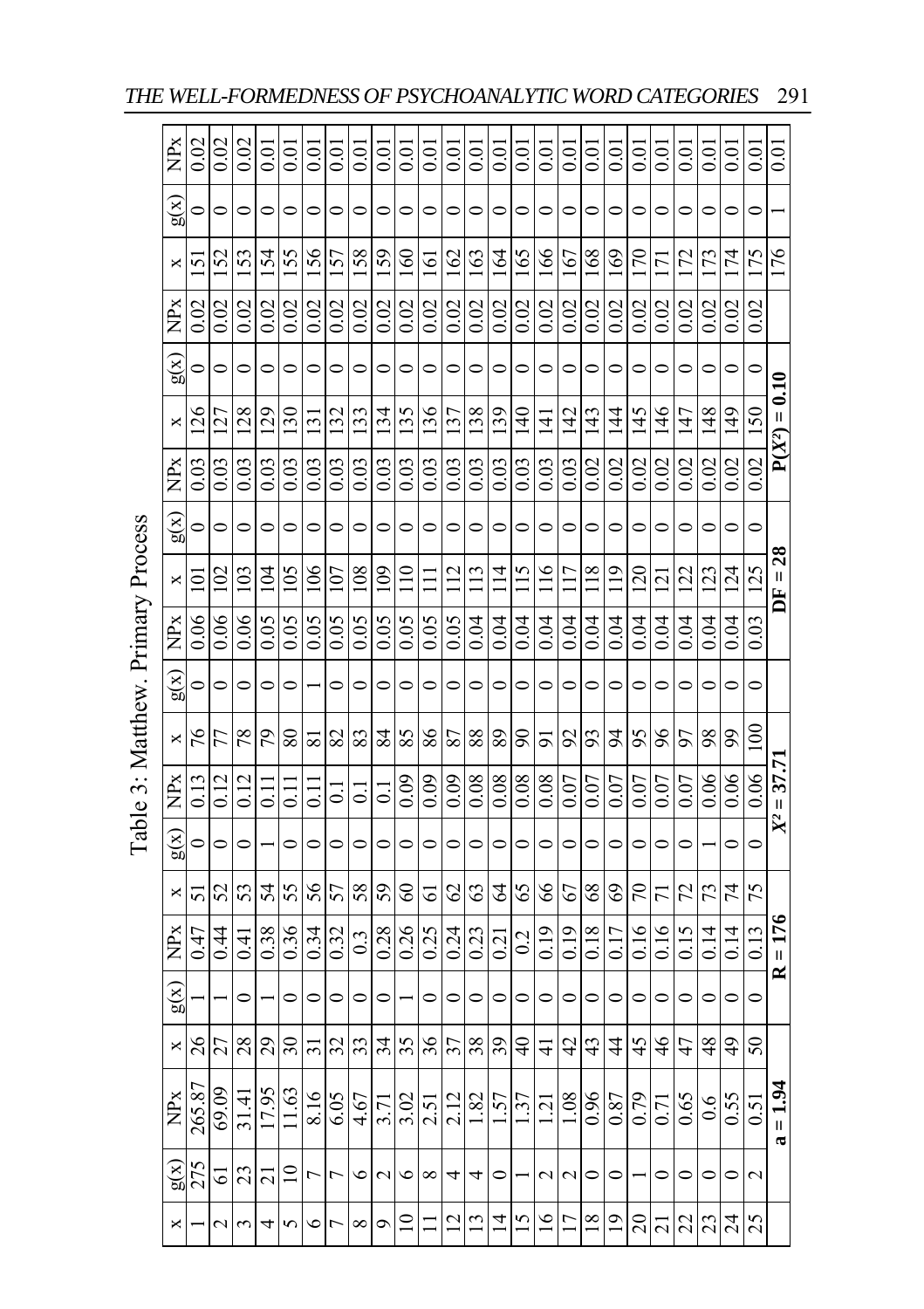Table 3: Matthew. Primary Process

| x | g(x) | NPx | x | g(x) | NPx | x | g(x) | NPx | x | g(x) | NPx | x | g(x) | NPx | x | g(x) | NPx | x | g(x) | NPx |
|---|---|---|---|---|---|---|---|---|---|---|---|---|---|---|---|---|---|---|---|---|
| 1 | 275 | 265.87 | 26 | 1 | 0.47 | 51 | 0 | 0.13 | 76 | 0 | 0.06 | 101 | 0 | 0.03 | 126 | 0 | 0.02 | 151 | 0 | 0.02 |
| 2 | 61 | 69.09 | 27 | 1 | 0.44 | 52 | 0 | 0.12 | 77 | 0 | 0.06 | 102 | 0 | 0.03 | 127 | 0 | 0.02 | 152 | 0 | 0.02 |
| 3 | 23 | 31.41 | 28 | 0 | 0.41 | 53 | 0 | 0.12 | 78 | 0 | 0.06 | 103 | 0 | 0.03 | 128 | 0 | 0.02 | 153 | 0 | 0.02 |
| 4 | 21 | 17.95 | 29 | 1 | 0.38 | 54 | 1 | 0.11 | 79 | 0 | 0.05 | 104 | 0 | 0.03 | 129 | 0 | 0.02 | 154 | 0 | 0.01 |
| 5 | 10 | 11.63 | 30 | 0 | 0.36 | 55 | 0 | 0.11 | 80 | 0 | 0.05 | 105 | 0 | 0.03 | 130 | 0 | 0.02 | 155 | 0 | 0.01 |
| 6 | 7 | 8.16 | 31 | 0 | 0.34 | 56 | 0 | 0.11 | 81 | 1 | 0.05 | 106 | 0 | 0.03 | 131 | 0 | 0.02 | 156 | 0 | 0.01 |
| 7 | 7 | 6.05 | 32 | 0 | 0.32 | 57 | 0 | 0.1 | 82 | 0 | 0.05 | 107 | 0 | 0.03 | 132 | 0 | 0.02 | 157 | 0 | 0.01 |
| 8 | 6 | 4.67 | 33 | 0 | 0.3 | 58 | 0 | 0.1 | 83 | 0 | 0.05 | 108 | 0 | 0.03 | 133 | 0 | 0.02 | 158 | 0 | 0.01 |
| 9 | 2 | 3.71 | 34 | 0 | 0.28 | 59 | 0 | 0.1 | 84 | 0 | 0.05 | 109 | 0 | 0.03 | 134 | 0 | 0.02 | 159 | 0 | 0.01 |
| 10 | 6 | 3.02 | 35 | 1 | 0.26 | 60 | 0 | 0.09 | 85 | 0 | 0.05 | 110 | 0 | 0.03 | 135 | 0 | 0.02 | 160 | 0 | 0.01 |
| 11 | 8 | 2.51 | 36 | 0 | 0.25 | 61 | 0 | 0.09 | 86 | 0 | 0.05 | 111 | 0 | 0.03 | 136 | 0 | 0.02 | 161 | 0 | 0.01 |
| 12 | 4 | 2.12 | 37 | 0 | 0.24 | 62 | 0 | 0.09 | 87 | 0 | 0.05 | 112 | 0 | 0.03 | 137 | 0 | 0.02 | 162 | 0 | 0.01 |
| 13 | 4 | 1.82 | 38 | 0 | 0.23 | 63 | 0 | 0.08 | 88 | 0 | 0.04 | 113 | 0 | 0.03 | 138 | 0 | 0.02 | 163 | 0 | 0.01 |
| 14 | 0 | 1.57 | 39 | 0 | 0.21 | 64 | 0 | 0.08 | 89 | 0 | 0.04 | 114 | 0 | 0.03 | 139 | 0 | 0.02 | 164 | 0 | 0.01 |
| 15 | 1 | 1.37 | 40 | 0 | 0.2 | 65 | 0 | 0.08 | 90 | 0 | 0.04 | 115 | 0 | 0.03 | 140 | 0 | 0.02 | 165 | 0 | 0.01 |
| 16 | 2 | 1.21 | 41 | 0 | 0.19 | 66 | 0 | 0.08 | 91 | 0 | 0.04 | 116 | 0 | 0.03 | 141 | 0 | 0.02 | 166 | 0 | 0.01 |
| 17 | 2 | 1.08 | 42 | 0 | 0.19 | 67 | 0 | 0.07 | 92 | 0 | 0.04 | 117 | 0 | 0.03 | 142 | 0 | 0.02 | 167 | 0 | 0.01 |
| 18 | 0 | 0.96 | 43 | 0 | 0.18 | 68 | 0 | 0.07 | 93 | 0 | 0.04 | 118 | 0 | 0.02 | 143 | 0 | 0.02 | 168 | 0 | 0.01 |
| 19 | 0 | 0.87 | 44 | 0 | 0.17 | 69 | 0 | 0.07 | 94 | 0 | 0.04 | 119 | 0 | 0.02 | 144 | 0 | 0.02 | 169 | 0 | 0.01 |
| 20 | 1 | 0.79 | 45 | 0 | 0.16 | 70 | 0 | 0.07 | 95 | 0 | 0.04 | 120 | 0 | 0.02 | 145 | 0 | 0.02 | 170 | 0 | 0.01 |
| 21 | 0 | 0.71 | 46 | 0 | 0.16 | 71 | 0 | 0.07 | 96 | 0 | 0.04 | 121 | 0 | 0.02 | 146 | 0 | 0.02 | 171 | 0 | 0.01 |
| 22 | 0 | 0.65 | 47 | 0 | 0.15 | 72 | 0 | 0.07 | 97 | 0 | 0.04 | 122 | 0 | 0.02 | 147 | 0 | 0.02 | 172 | 0 | 0.01 |
| 23 | 0 | 0.6 | 48 | 0 | 0.14 | 73 | 1 | 0.06 | 98 | 0 | 0.04 | 123 | 0 | 0.02 | 148 | 0 | 0.02 | 173 | 0 | 0.01 |
| 24 | 0 | 0.55 | 49 | 0 | 0.14 | 74 | 0 | 0.06 | 99 | 0 | 0.04 | 124 | 0 | 0.02 | 149 | 0 | 0.02 | 174 | 0 | 0.01 |
| 25 | 2 | 0.51 | 50 | 0 | 0.13 | 75 | 0 | 0.06 | 100 | 0 | 0.03 | 125 | 0 | 0.02 | 150 | 0 | 0.02 | 175 | 0 | 0.01 |
| | **a = 1.94** | | | **R = 176** | | | **$X^2$ = 37.71** | | | | | | **DF = 28** | | | **P($X^2$) = 0.10** | | 176 | 1 | 0.01 |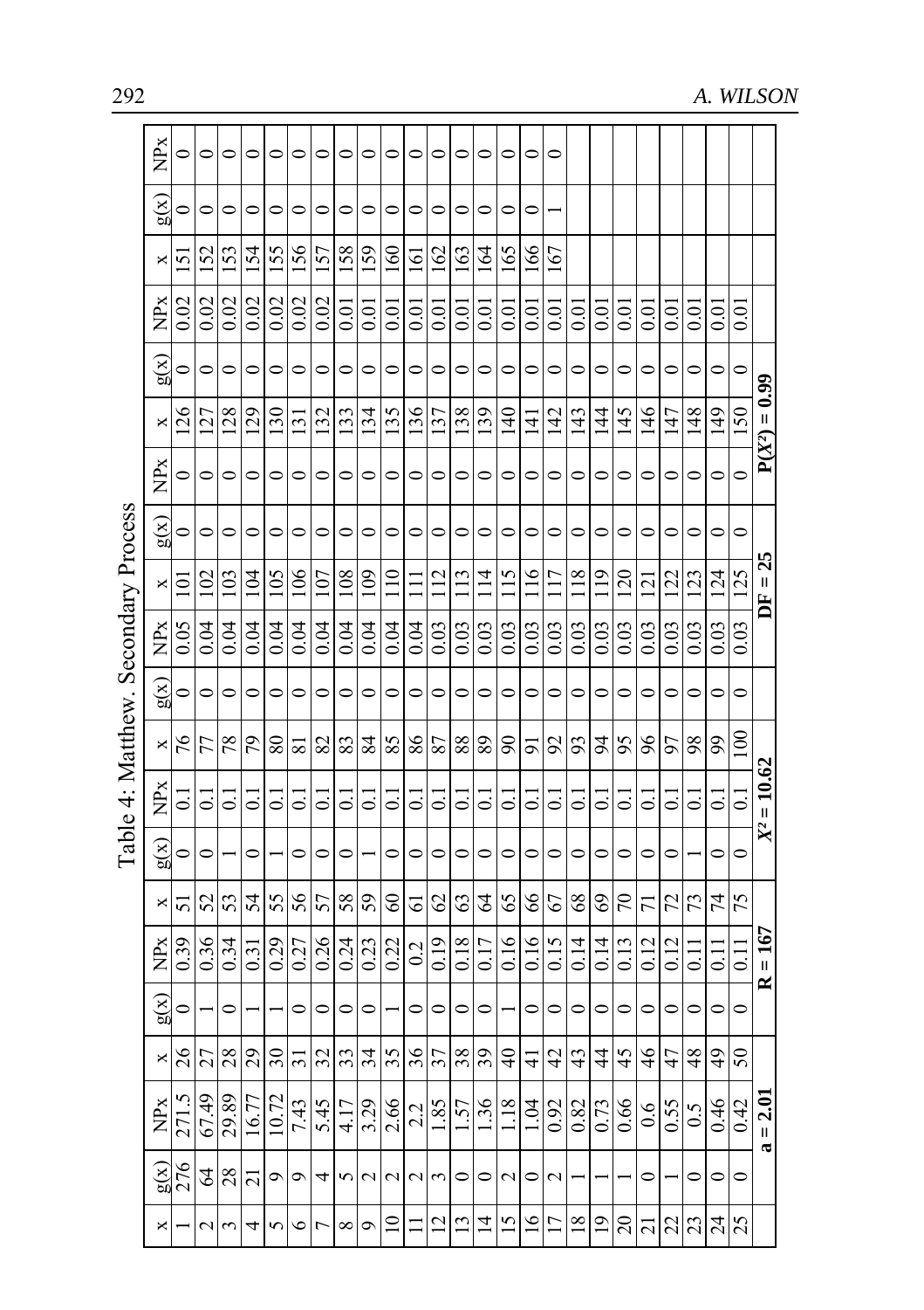Table 4: Matthew. Secondary Process

| x | g(x) | NPx | x | g(x) | NPx | x | g(x) | NPx | x | g(x) | NPx | x | g(x) | NPx | x | g(x) | NPx | x | g(x) | NPx |
|---|---|---|---|---|---|---|---|---|---|---|---|---|---|---|---|---|---|---|---|---|
| 1 | 276 | 271.5 | 26 | 0 | 0.39 | 51 | 0 | 0.1 | 76 | 0 | 0.05 | 101 | 0 | 0 | 126 | 0 | 0.02 | 151 | 0 | 0 |
| 2 | 64 | 67.49 | 27 | 1 | 0.36 | 52 | 0 | 0.1 | 77 | 0 | 0.04 | 102 | 0 | 0 | 127 | 0 | 0.02 | 152 | 0 | 0 |
| 3 | 28 | 29.89 | 28 | 0 | 0.34 | 53 | 1 | 0.1 | 78 | 0 | 0.04 | 103 | 0 | 0 | 128 | 0 | 0.02 | 153 | 0 | 0 |
| 4 | 21 | 16.77 | 29 | 1 | 0.31 | 54 | 0 | 0.1 | 79 | 0 | 0.04 | 104 | 0 | 0 | 129 | 0 | 0.02 | 154 | 0 | 0 |
| 5 | 9 | 10.72 | 30 | 1 | 0.29 | 55 | 1 | 0.1 | 80 | 0 | 0.04 | 105 | 0 | 0 | 130 | 0 | 0.02 | 155 | 0 | 0 |
| 6 | 9 | 7.43 | 31 | 0 | 0.27 | 56 | 0 | 0.1 | 81 | 0 | 0.04 | 106 | 0 | 0 | 131 | 0 | 0.02 | 156 | 0 | 0 |
| 7 | 4 | 5.45 | 32 | 0 | 0.26 | 57 | 0 | 0.1 | 82 | 0 | 0.04 | 107 | 0 | 0 | 132 | 0 | 0.02 | 157 | 0 | 0 |
| 8 | 5 | 4.17 | 33 | 0 | 0.24 | 58 | 0 | 0.1 | 83 | 0 | 0.04 | 108 | 0 | 0 | 133 | 0 | 0.01 | 158 | 0 | 0 |
| 9 | 2 | 3.29 | 34 | 0 | 0.23 | 59 | 1 | 0.1 | 84 | 0 | 0.04 | 109 | 0 | 0 | 134 | 0 | 0.01 | 159 | 0 | 0 |
| 10 | 2 | 2.66 | 35 | 1 | 0.22 | 60 | 0 | 0.1 | 85 | 0 | 0.04 | 110 | 0 | 0 | 135 | 0 | 0.01 | 160 | 0 | 0 |
| 11 | 2 | 2.2 | 36 | 0 | 0.2 | 61 | 0 | 0.1 | 86 | 0 | 0.04 | 111 | 0 | 0 | 136 | 0 | 0.01 | 161 | 0 | 0 |
| 12 | 3 | 1.85 | 37 | 0 | 0.19 | 62 | 0 | 0.1 | 87 | 0 | 0.03 | 112 | 0 | 0 | 137 | 0 | 0.01 | 162 | 0 | 0 |
| 13 | 0 | 1.57 | 38 | 0 | 0.18 | 63 | 0 | 0.1 | 88 | 0 | 0.03 | 113 | 0 | 0 | 138 | 0 | 0.01 | 163 | 0 | 0 |
| 14 | 0 | 1.36 | 39 | 0 | 0.17 | 64 | 0 | 0.1 | 89 | 0 | 0.03 | 114 | 0 | 0 | 139 | 0 | 0.01 | 164 | 0 | 0 |
| 15 | 2 | 1.18 | 40 | 1 | 0.16 | 65 | 0 | 0.1 | 90 | 0 | 0.03 | 115 | 0 | 0 | 140 | 0 | 0.01 | 165 | 0 | 0 |
| 16 | 0 | 1.04 | 41 | 0 | 0.16 | 66 | 0 | 0.1 | 91 | 0 | 0.03 | 116 | 0 | 0 | 141 | 0 | 0.01 | 166 | 0 | 0 |
| 17 | 2 | 0.92 | 42 | 0 | 0.15 | 67 | 0 | 0.1 | 92 | 0 | 0.03 | 117 | 0 | 0 | 142 | 0 | 0.01 | 167 | 1 | 0 |
| 18 | 1 | 0.82 | 43 | 0 | 0.14 | 68 | 0 | 0.1 | 93 | 0 | 0.03 | 118 | 0 | 0 | 143 | 0 | 0.01 | | | |
| 19 | 1 | 0.73 | 44 | 0 | 0.14 | 69 | 0 | 0.1 | 94 | 0 | 0.03 | 119 | 0 | 0 | 144 | 0 | 0.01 | | | |
| 20 | 1 | 0.66 | 45 | 0 | 0.13 | 70 | 0 | 0.1 | 95 | 0 | 0.03 | 120 | 0 | 0 | 145 | 0 | 0.01 | | | |
| 21 | 0 | 0.6 | 46 | 0 | 0.12 | 71 | 0 | 0.1 | 96 | 0 | 0.03 | 121 | 0 | 0 | 146 | 0 | 0.01 | | | |
| 22 | 1 | 0.55 | 47 | 0 | 0.12 | 72 | 0 | 0.1 | 97 | 0 | 0.03 | 122 | 0 | 0 | 147 | 0 | 0.01 | | | |
| 23 | 0 | 0.5 | 48 | 0 | 0.11 | 73 | 1 | 0.1 | 98 | 0 | 0.03 | 123 | 0 | 0 | 148 | 0 | 0.01 | | | |
| 24 | 0 | 0.46 | 49 | 0 | 0.11 | 74 | 0 | 0.1 | 99 | 0 | 0.03 | 124 | 0 | 0 | 149 | 0 | 0.01 | | | |
| 25 | 0 | 0.42 | 50 | 0 | 0.11 | 75 | 0 | 0.1 | 100 | 0 | 0.03 | 125 | 0 | 0 | 150 | 0 | 0.01 | | | |
| | **a = 2.01** | | | **R = 167** | | | **$X^2$ = 10.62** | | | | | | **DF = 25** | | | **$P(X^2)$ = 0.99** | | | | |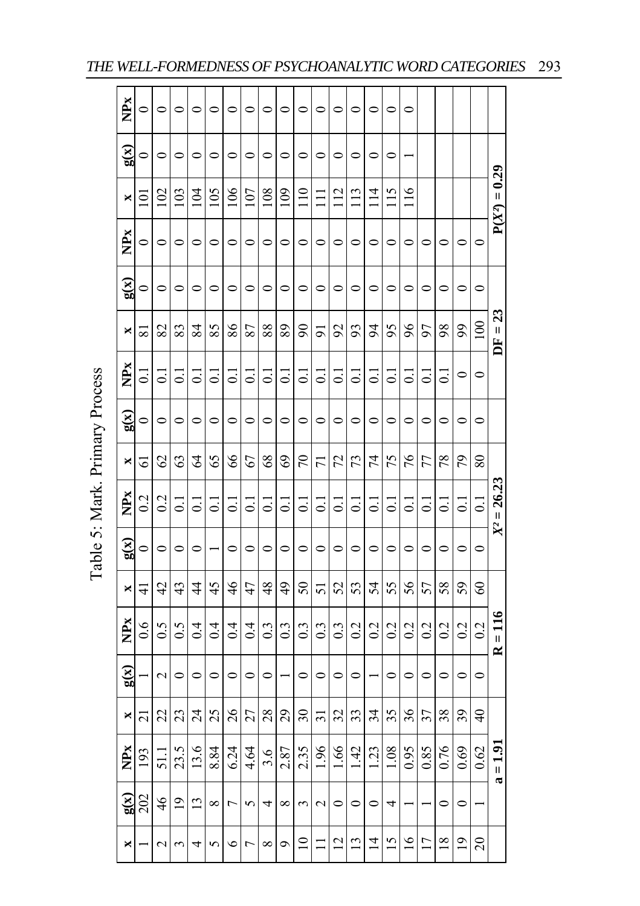Table 5: Mark. Primary Process

| x | g(x) | NPx | x | g(x) | NPx | x | g(x) | NPx | x | g(x) | NPx | x | g(x) | NPx | x | g(x) | NPx |
|---|---|---|---|---|---|---|---|---|---|---|---|---|---|---|---|---|---|
| 1 | 202 | 193 | 21 | 1 | 0.6 | 41 | 0 | 0.2 | 61 | 0 | 0.1 | 81 | 0 | 0 | 101 | 0 | 0 |
| 2 | 46 | 51.1 | 22 | 2 | 0.5 | 42 | 0 | 0.2 | 62 | 0 | 0.1 | 82 | 0 | 0 | 102 | 0 | 0 |
| 3 | 19 | 23.5 | 23 | 0 | 0.5 | 43 | 0 | 0.1 | 63 | 0 | 0.1 | 83 | 0 | 0 | 103 | 0 | 0 |
| 4 | 13 | 13.6 | 24 | 0 | 0.4 | 44 | 0 | 0.1 | 64 | 0 | 0.1 | 84 | 0 | 0 | 104 | 0 | 0 |
| 5 | 8 | 8.84 | 25 | 0 | 0.4 | 45 | 1 | 0.1 | 65 | 0 | 0.1 | 85 | 0 | 0 | 105 | 0 | 0 |
| 6 | 7 | 6.24 | 26 | 0 | 0.4 | 46 | 0 | 0.1 | 66 | 0 | 0.1 | 86 | 0 | 0 | 106 | 0 | 0 |
| 7 | 5 | 4.64 | 27 | 0 | 0.4 | 47 | 0 | 0.1 | 67 | 0 | 0.1 | 87 | 0 | 0 | 107 | 0 | 0 |
| 8 | 4 | 3.6 | 28 | 0 | 0.3 | 48 | 0 | 0.1 | 68 | 0 | 0.1 | 88 | 0 | 0 | 108 | 0 | 0 |
| 9 | 8 | 2.87 | 29 | 1 | 0.3 | 49 | 0 | 0.1 | 69 | 0 | 0.1 | 89 | 0 | 0 | 109 | 0 | 0 |
| 10 | 3 | 2.35 | 30 | 0 | 0.3 | 50 | 0 | 0.1 | 70 | 0 | 0.1 | 90 | 0 | 0 | 110 | 0 | 0 |
| 11 | 2 | 1.96 | 31 | 0 | 0.3 | 51 | 0 | 0.1 | 71 | 0 | 0.1 | 91 | 0 | 0 | 111 | 0 | 0 |
| 12 | 0 | 1.66 | 32 | 0 | 0.3 | 52 | 0 | 0.1 | 72 | 0 | 0.1 | 92 | 0 | 0 | 112 | 0 | 0 |
| 13 | 0 | 1.42 | 33 | 0 | 0.2 | 53 | 0 | 0.1 | 73 | 0 | 0.1 | 93 | 0 | 0 | 113 | 0 | 0 |
| 14 | 0 | 1.23 | 34 | 1 | 0.2 | 54 | 0 | 0.1 | 74 | 0 | 0.1 | 94 | 0 | 0 | 114 | 0 | 0 |
| 15 | 4 | 1.08 | 35 | 0 | 0.2 | 55 | 0 | 0.1 | 75 | 0 | 0.1 | 95 | 0 | 0 | 115 | 0 | 0 |
| 16 | 1 | 0.95 | 36 | 0 | 0.2 | 56 | 0 | 0.1 | 76 | 0 | 0.1 | 96 | 0 | 0 | 116 | 1 | 0 |
| 17 | 1 | 0.85 | 37 | 0 | 0.2 | 57 | 0 | 0.1 | 77 | 0 | 0.1 | 97 | 0 | 0 | | | |
| 18 | 0 | 0.76 | 38 | 0 | 0.2 | 58 | 0 | 0.1 | 78 | 0 | 0.1 | 98 | 0 | 0 | | | |
| 19 | 0 | 0.69 | 39 | 0 | 0.2 | 59 | 0 | 0.1 | 79 | 0 | 0 | 99 | 0 | 0 | | | |
| 20 | 1 | 0.62 | 40 | 0 | 0.2 | 60 | 0 | 0.1 | 80 | 0 | 0 | 100 | 0 | 0 | | | |
| | **a = 1.91** | | | **R = 116** | | | **$X^2$ = 26.23** | | | | | | **DF = 23** | | | **$P(X^2)$ = 0.29** | |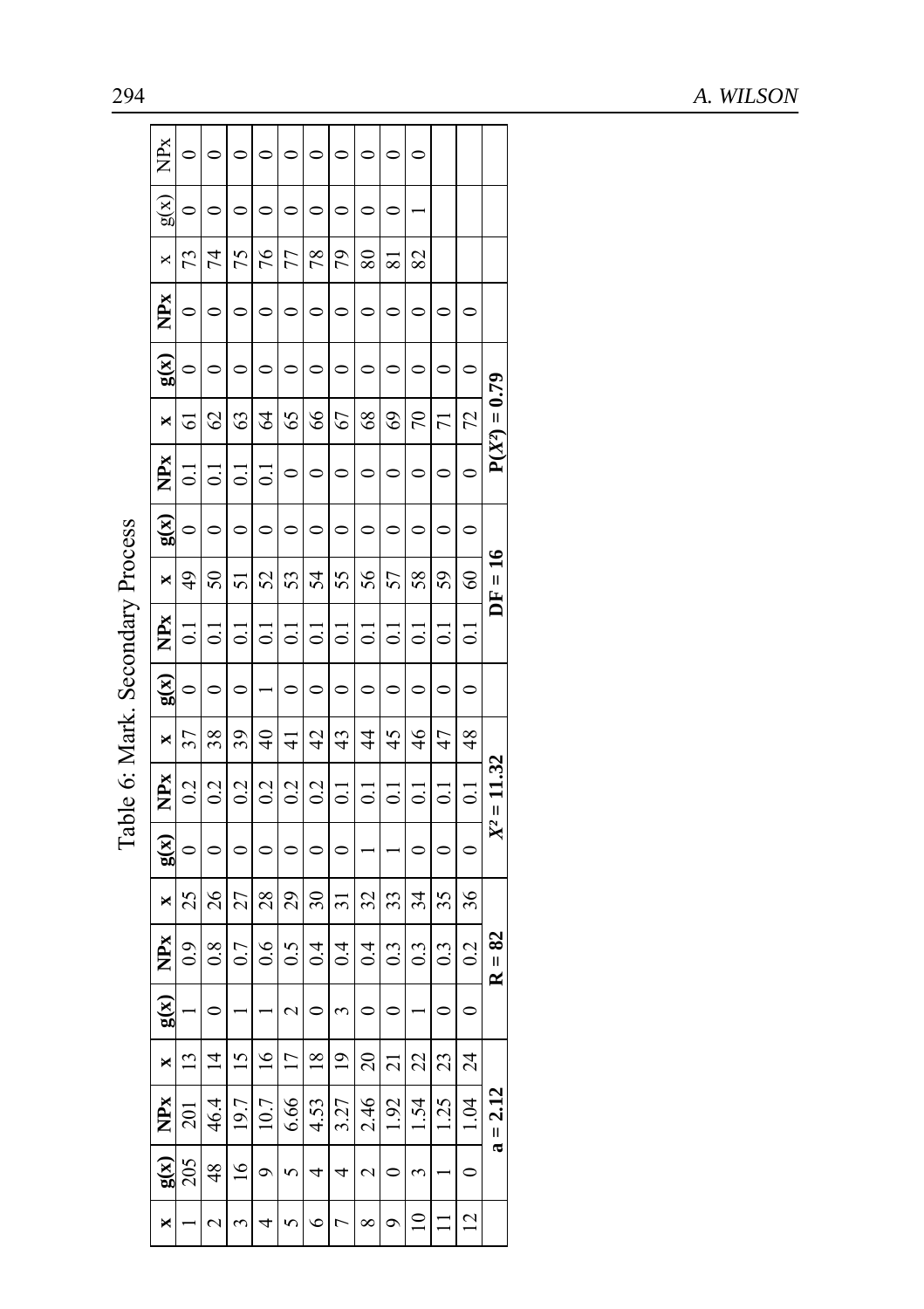Table 6: Mark. Secondary Process

| x | g(x) | NPx | x | g(x) | NPx | x | g(x) | NPx | x | g(x) | NPx | x | g(x) | NPx | x | g(x) | NPx | x | g(x) | NPx |
|---|---|---|---|---|---|---|---|---|---|---|---|---|---|---|---|---|---|---|---|---|
| 1 | 205 | 201 | 13 | 1 | 0.9 | 25 | 0 | 0.2 | 37 | 0 | 0.1 | 49 | 0 | 0.1 | 61 | 0 | 0 | 73 | 0 | 0 |
| 2 | 48 | 46.4 | 14 | 0 | 0.8 | 26 | 0 | 0.2 | 38 | 0 | 0.1 | 50 | 0 | 0.1 | 62 | 0 | 0 | 74 | 0 | 0 |
| 3 | 16 | 19.7 | 15 | 1 | 0.7 | 27 | 0 | 0.2 | 39 | 0 | 0.1 | 51 | 0 | 0.1 | 63 | 0 | 0 | 75 | 0 | 0 |
| 4 | 9 | 10.7 | 16 | 1 | 0.6 | 28 | 0 | 0.2 | 40 | 1 | 0.1 | 52 | 0 | 0.1 | 64 | 0 | 0 | 76 | 0 | 0 |
| 5 | 5 | 6.66 | 17 | 2 | 0.5 | 29 | 0 | 0.2 | 41 | 0 | 0.1 | 53 | 0 | 0 | 65 | 0 | 0 | 77 | 0 | 0 |
| 6 | 4 | 4.53 | 18 | 0 | 0.4 | 30 | 0 | 0.2 | 42 | 0 | 0.1 | 54 | 0 | 0 | 66 | 0 | 0 | 78 | 0 | 0 |
| 7 | 4 | 3.27 | 19 | 3 | 0.4 | 31 | 0 | 0.1 | 43 | 0 | 0.1 | 55 | 0 | 0 | 67 | 0 | 0 | 79 | 0 | 0 |
| 8 | 2 | 2.46 | 20 | 0 | 0.4 | 32 | 1 | 0.1 | 44 | 0 | 0.1 | 56 | 0 | 0 | 68 | 0 | 0 | 80 | 0 | 0 |
| 9 | 0 | 1.92 | 21 | 0 | 0.3 | 33 | 1 | 0.1 | 45 | 0 | 0.1 | 57 | 0 | 0 | 69 | 0 | 0 | 81 | 0 | 0 |
| 10 | 3 | 1.54 | 22 | 1 | 0.3 | 34 | 0 | 0.1 | 46 | 0 | 0.1 | 58 | 0 | 0 | 70 | 0 | 0 | 82 | 1 | 0 |
| 11 | 1 | 1.25 | 23 | 0 | 0.3 | 35 | 0 | 0.1 | 47 | 0 | 0.1 | 59 | 0 | 0 | 71 | 0 | 0 | | | |
| 12 | 0 | 1.04 | 24 | 0 | 0.2 | 36 | 0 | 0.1 | 48 | 0 | 0.1 | 60 | 0 | 0 | 72 | 0 | 0 | | | |
| | **a = 2.12** | | | **R = 82** | | | $X^2$ **= 11.32** | | | | | **DF = 16** | | | **P(** $X^2$ **) = 0.79** | | | | | |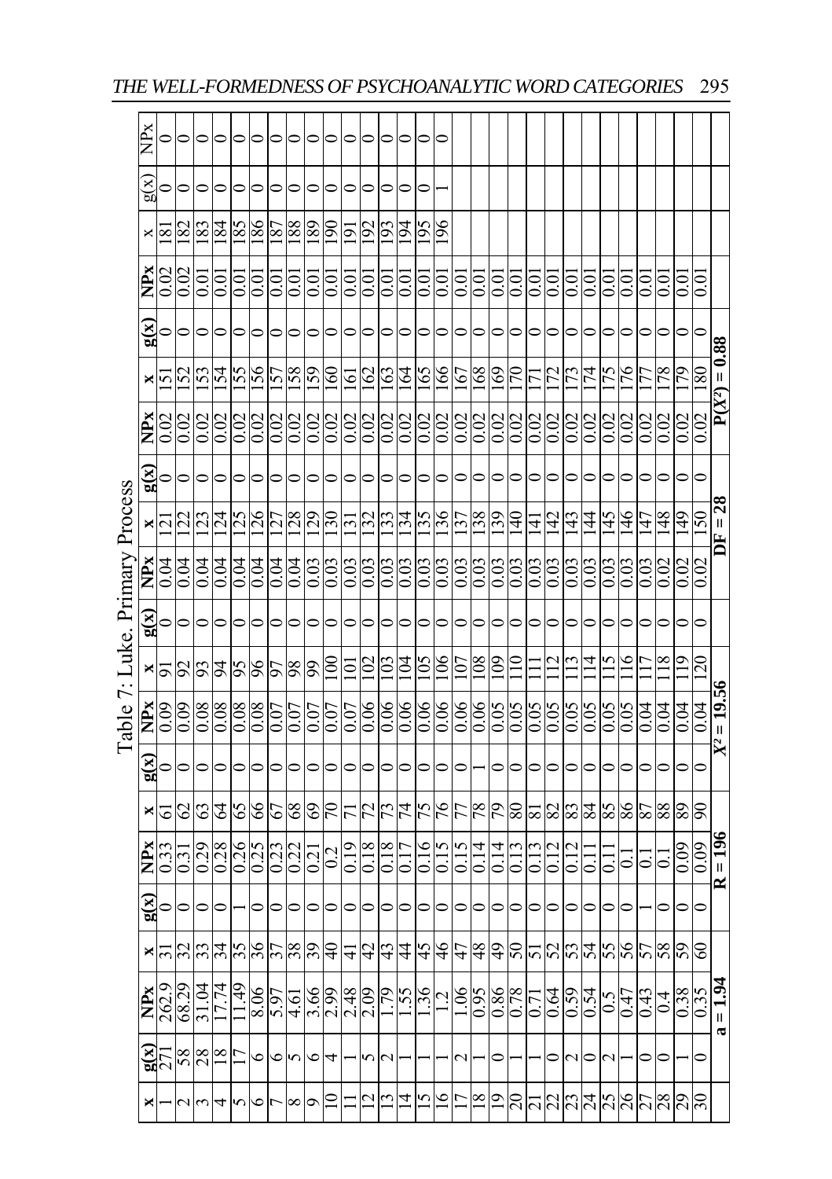Table 7: Luke. Primary Process

| x | g(x) | NPx | x | g(x) | NPx | x | g(x) | NPx | x | g(x) | NPx | x | g(x) | NPx | x | g(x) | NPx | x | g(x) | NPx |
|---|---|---|---|---|---|---|---|---|---|---|---|---|---|---|---|---|---|---|---|---|
| 1 | 271 | 262.9 | 31 | 0 | 0.33 | 61 | 0 | 0.09 | 91 | 0 | 0.04 | 121 | 0 | 0.02 | 151 | 0 | 0.02 | 181 | 0 | 0 |
| 2 | 58 | 68.29 | 32 | 0 | 0.31 | 62 | 0 | 0.09 | 92 | 0 | 0.04 | 122 | 0 | 0.02 | 152 | 0 | 0.02 | 182 | 0 | 0 |
| 3 | 28 | 31.04 | 33 | 0 | 0.29 | 63 | 0 | 0.08 | 93 | 0 | 0.04 | 123 | 0 | 0.02 | 153 | 0 | 0.01 | 183 | 0 | 0 |
| 4 | 18 | 17.74 | 34 | 0 | 0.28 | 64 | 0 | 0.08 | 94 | 0 | 0.04 | 124 | 0 | 0.02 | 154 | 0 | 0.01 | 184 | 0 | 0 |
| 5 | 17 | 11.49 | 35 | 1 | 0.26 | 65 | 0 | 0.08 | 95 | 0 | 0.04 | 125 | 0 | 0.02 | 155 | 0 | 0.01 | 185 | 0 | 0 |
| 6 | 6 | 8.06 | 36 | 0 | 0.25 | 66 | 0 | 0.08 | 96 | 0 | 0.04 | 126 | 0 | 0.02 | 156 | 0 | 0.01 | 186 | 0 | 0 |
| 7 | 6 | 5.97 | 37 | 0 | 0.23 | 67 | 0 | 0.07 | 97 | 0 | 0.04 | 127 | 0 | 0.02 | 157 | 0 | 0.01 | 187 | 0 | 0 |
| 8 | 5 | 4.61 | 38 | 0 | 0.22 | 68 | 0 | 0.07 | 98 | 0 | 0.04 | 128 | 0 | 0.02 | 158 | 0 | 0.01 | 188 | 0 | 0 |
| 9 | 6 | 3.66 | 39 | 0 | 0.21 | 69 | 0 | 0.07 | 99 | 0 | 0.03 | 129 | 0 | 0.02 | 159 | 0 | 0.01 | 189 | 0 | 0 |
| 10 | 4 | 2.99 | 40 | 0 | 0.2 | 70 | 0 | 0.07 | 100 | 0 | 0.03 | 130 | 0 | 0.02 | 160 | 0 | 0.01 | 190 | 0 | 0 |
| 11 | 1 | 2.48 | 41 | 0 | 0.19 | 71 | 0 | 0.07 | 101 | 0 | 0.03 | 131 | 0 | 0.02 | 161 | 0 | 0.01 | 191 | 0 | 0 |
| 12 | 5 | 2.09 | 42 | 0 | 0.18 | 72 | 0 | 0.06 | 102 | 0 | 0.03 | 132 | 0 | 0.02 | 162 | 0 | 0.01 | 192 | 0 | 0 |
| 13 | 2 | 1.79 | 43 | 0 | 0.18 | 73 | 0 | 0.06 | 103 | 0 | 0.03 | 133 | 0 | 0.02 | 163 | 0 | 0.01 | 193 | 0 | 0 |
| 14 | 1 | 1.55 | 44 | 0 | 0.17 | 74 | 0 | 0.06 | 104 | 0 | 0.03 | 134 | 0 | 0.02 | 164 | 0 | 0.01 | 194 | 0 | 0 |
| 15 | 1 | 1.36 | 45 | 0 | 0.16 | 75 | 0 | 0.06 | 105 | 0 | 0.03 | 135 | 0 | 0.02 | 165 | 0 | 0.01 | 195 | 0 | 0 |
| 16 | 1 | 1.2 | 46 | 0 | 0.15 | 76 | 0 | 0.06 | 106 | 0 | 0.03 | 136 | 0 | 0.02 | 166 | 0 | 0.01 | 196 | 1 | 0 |
| 17 | 2 | 1.06 | 47 | 0 | 0.15 | 77 | 0 | 0.06 | 107 | 0 | 0.03 | 137 | 0 | 0.02 | 167 | 0 | 0.01 | | | |
| 18 | 1 | 0.95 | 48 | 0 | 0.14 | 78 | 1 | 0.06 | 108 | 0 | 0.03 | 138 | 0 | 0.02 | 168 | 0 | 0.01 | | | |
| 19 | 0 | 0.86 | 49 | 0 | 0.14 | 79 | 0 | 0.05 | 109 | 0 | 0.03 | 139 | 0 | 0.02 | 169 | 0 | 0.01 | | | |
| 20 | 1 | 0.78 | 50 | 0 | 0.13 | 80 | 0 | 0.05 | 110 | 0 | 0.03 | 140 | 0 | 0.02 | 170 | 0 | 0.01 | | | |
| 21 | 1 | 0.71 | 51 | 0 | 0.13 | 81 | 0 | 0.05 | 111 | 0 | 0.03 | 141 | 0 | 0.02 | 171 | 0 | 0.01 | | | |
| 22 | 0 | 0.64 | 52 | 0 | 0.12 | 82 | 0 | 0.05 | 112 | 0 | 0.03 | 142 | 0 | 0.02 | 172 | 0 | 0.01 | | | |
| 23 | 2 | 0.59 | 53 | 0 | 0.12 | 83 | 0 | 0.05 | 113 | 0 | 0.03 | 143 | 0 | 0.02 | 173 | 0 | 0.01 | | | |
| 24 | 0 | 0.54 | 54 | 0 | 0.11 | 84 | 0 | 0.05 | 114 | 0 | 0.03 | 144 | 0 | 0.02 | 174 | 0 | 0.01 | | | |
| 25 | 2 | 0.5 | 55 | 0 | 0.11 | 85 | 0 | 0.05 | 115 | 0 | 0.03 | 145 | 0 | 0.02 | 175 | 0 | 0.01 | | | |
| 26 | 1 | 0.47 | 56 | 0 | 0.1 | 86 | 0 | 0.05 | 116 | 0 | 0.03 | 146 | 0 | 0.02 | 176 | 0 | 0.01 | | | |
| 27 | 0 | 0.43 | 57 | 1 | 0.1 | 87 | 0 | 0.04 | 117 | 0 | 0.03 | 147 | 0 | 0.02 | 177 | 0 | 0.01 | | | |
| 28 | 0 | 0.4 | 58 | 0 | 0.1 | 88 | 0 | 0.04 | 118 | 0 | 0.02 | 148 | 0 | 0.02 | 178 | 0 | 0.01 | | | |
| 29 | 1 | 0.38 | 59 | 0 | 0.09 | 89 | 0 | 0.04 | 119 | 0 | 0.02 | 149 | 0 | 0.02 | 179 | 0 | 0.01 | | | |
| 30 | 0 | 0.35 | 60 | 0 | 0.09 | 90 | 0 | 0.04 | 120 | 0 | 0.02 | 150 | 0 | 0.02 | 180 | 0 | 0.01 | | | |
| | **a = 1.94** | | | **R = 196** | | | $X^2$ = 19.56 | | | | | | **DF = 28** | | | **P($X^2$) = 0.88** | | | | |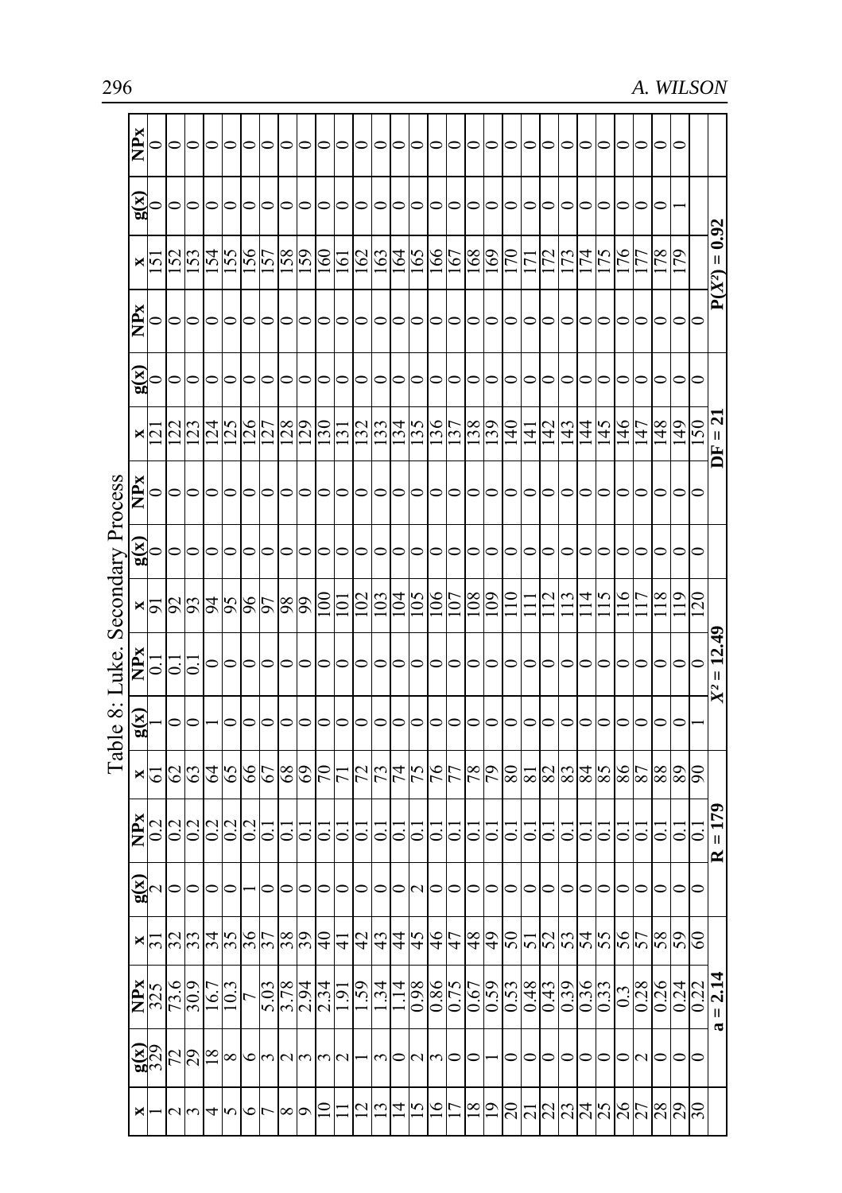Table 8: Luke. Secondary Process

| x | g(x) | NPx | x | g(x) | NPx | x | g(x) | NPx | x | g(x) | NPx | x | g(x) | NPx | x | g(x) | NPx |
|---|---|---|---|---|---|---|---|---|---|---|---|---|---|---|---|---|---|
| 1 | 329 | 325 | 31 | 2 | 0.2 | 61 | 1 | 0.1 | 91 | 0 | 0 | 121 | 0 | 0 | 151 | 0 | 0 |
| 2 | 72 | 73.6 | 32 | 0 | 0.2 | 62 | 0 | 0.1 | 92 | 0 | 0 | 122 | 0 | 0 | 152 | 0 | 0 |
| 3 | 29 | 30.9 | 33 | 0 | 0.2 | 63 | 0 | 0.1 | 93 | 0 | 0 | 123 | 0 | 0 | 153 | 0 | 0 |
| 4 | 18 | 16.7 | 34 | 0 | 0.2 | 64 | 1 | 0 | 94 | 0 | 0 | 124 | 0 | 0 | 154 | 0 | 0 |
| 5 | 8 | 10.3 | 35 | 0 | 0.2 | 65 | 0 | 0 | 95 | 0 | 0 | 125 | 0 | 0 | 155 | 0 | 0 |
| 6 | 6 | 7 | 36 | 1 | 0.2 | 66 | 0 | 0 | 96 | 0 | 0 | 126 | 0 | 0 | 156 | 0 | 0 |
| 7 | 3 | 5.03 | 37 | 0 | 0.1 | 67 | 0 | 0 | 97 | 0 | 0 | 127 | 0 | 0 | 157 | 0 | 0 |
| 8 | 2 | 3.78 | 38 | 0 | 0.1 | 68 | 0 | 0 | 98 | 0 | 0 | 128 | 0 | 0 | 158 | 0 | 0 |
| 9 | 3 | 2.94 | 39 | 0 | 0.1 | 69 | 0 | 0 | 99 | 0 | 0 | 129 | 0 | 0 | 159 | 0 | 0 |
| 10 | 3 | 2.34 | 40 | 0 | 0.1 | 70 | 0 | 0 | 100 | 0 | 0 | 130 | 0 | 0 | 160 | 0 | 0 |
| 11 | 2 | 1.91 | 41 | 0 | 0.1 | 71 | 0 | 0 | 101 | 0 | 0 | 131 | 0 | 0 | 161 | 0 | 0 |
| 12 | 1 | 1.59 | 42 | 0 | 0.1 | 72 | 0 | 0 | 102 | 0 | 0 | 132 | 0 | 0 | 162 | 0 | 0 |
| 13 | 3 | 1.34 | 43 | 0 | 0.1 | 73 | 0 | 0 | 103 | 0 | 0 | 133 | 0 | 0 | 163 | 0 | 0 |
| 14 | 0 | 1.14 | 44 | 0 | 0.1 | 74 | 0 | 0 | 104 | 0 | 0 | 134 | 0 | 0 | 164 | 0 | 0 |
| 15 | 2 | 0.98 | 45 | 2 | 0.1 | 75 | 0 | 0 | 105 | 0 | 0 | 135 | 0 | 0 | 165 | 0 | 0 |
| 16 | 3 | 0.86 | 46 | 0 | 0.1 | 76 | 0 | 0 | 106 | 0 | 0 | 136 | 0 | 0 | 166 | 0 | 0 |
| 17 | 0 | 0.75 | 47 | 0 | 0.1 | 77 | 0 | 0 | 107 | 0 | 0 | 137 | 0 | 0 | 167 | 0 | 0 |
| 18 | 0 | 0.67 | 48 | 0 | 0.1 | 78 | 0 | 0 | 108 | 0 | 0 | 138 | 0 | 0 | 168 | 0 | 0 |
| 19 | 1 | 0.59 | 49 | 0 | 0.1 | 79 | 0 | 0 | 109 | 0 | 0 | 139 | 0 | 0 | 169 | 0 | 0 |
| 20 | 0 | 0.53 | 50 | 0 | 0.1 | 80 | 0 | 0 | 110 | 0 | 0 | 140 | 0 | 0 | 170 | 0 | 0 |
| 21 | 0 | 0.48 | 51 | 0 | 0.1 | 81 | 0 | 0 | 111 | 0 | 0 | 141 | 0 | 0 | 171 | 0 | 0 |
| 22 | 0 | 0.43 | 52 | 0 | 0.1 | 82 | 0 | 0 | 112 | 0 | 0 | 142 | 0 | 0 | 172 | 0 | 0 |
| 23 | 0 | 0.39 | 53 | 0 | 0.1 | 83 | 0 | 0 | 113 | 0 | 0 | 143 | 0 | 0 | 173 | 0 | 0 |
| 24 | 0 | 0.36 | 54 | 0 | 0.1 | 84 | 0 | 0 | 114 | 0 | 0 | 144 | 0 | 0 | 174 | 0 | 0 |
| 25 | 0 | 0.33 | 55 | 0 | 0.1 | 85 | 0 | 0 | 115 | 0 | 0 | 145 | 0 | 0 | 175 | 0 | 0 |
| 26 | 0 | 0.3 | 56 | 0 | 0.1 | 86 | 0 | 0 | 116 | 0 | 0 | 146 | 0 | 0 | 176 | 0 | 0 |
| 27 | 2 | 0.28 | 57 | 0 | 0.1 | 87 | 0 | 0 | 117 | 0 | 0 | 147 | 0 | 0 | 177 | 0 | 0 |
| 28 | 0 | 0.26 | 58 | 0 | 0.1 | 88 | 0 | 0 | 118 | 0 | 0 | 148 | 0 | 0 | 178 | 0 | 0 |
| 29 | 0 | 0.24 | 59 | 0 | 0.1 | 89 | 0 | 0 | 119 | 0 | 0 | 149 | 0 | 0 | 179 | 1 | 0 |
| 30 | 0 | 0.22 | 60 | 0 | 0.1 | 90 | 1 | 0 | 120 | 0 | 0 | 150 | 0 | 0 | | | |
| | **a = 2.14** | | | **R = 179** | | | $X^2$ **= 12.49** | | | | | | **DF = 21** | | | **P($X^2$) = 0.92** | |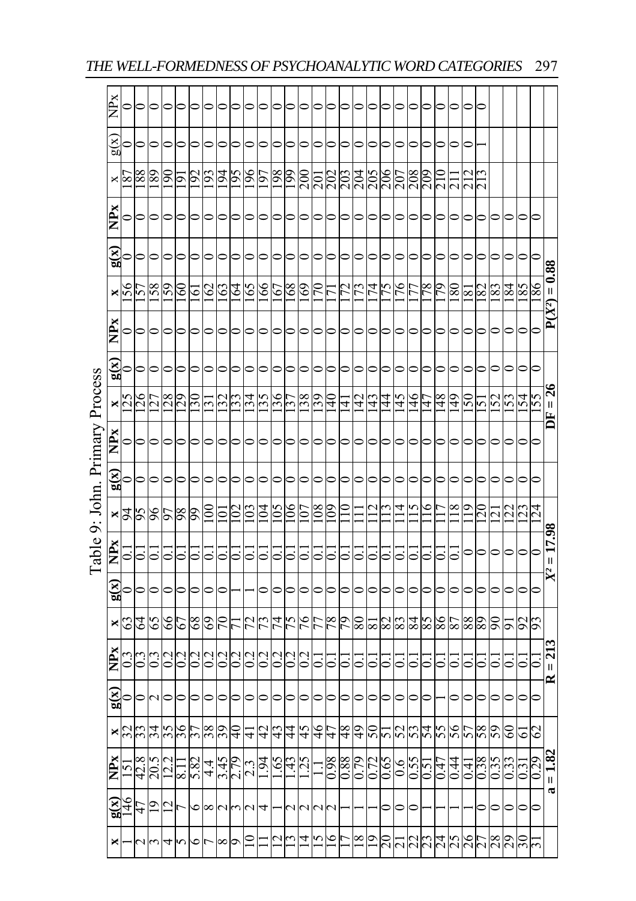# Table 9: John. Primary Process

| x | g(x) | NPx | x | g(x) | NPx | x | g(x) | NPx | x | g(x) | NPx | x | g(x) | NPx | x | g(x) | NPx | x | g(x) | NPx |
|---|---|---|---|---|---|---|---|---|---|---|---|---|---|---|---|---|---|---|---|---|
| 1 | 146 | 151 | 32 | 0 | 0.3 | 63 | 0 | 0.1 | 94 | 0 | 0 | 125 | 0 | 0 | 156 | 0 | 0 | 187 | 0 | 0 |
| 2 | 47 | 42.8 | 33 | 0 | 0.3 | 64 | 0 | 0.1 | 95 | 0 | 0 | 126 | 0 | 0 | 157 | 0 | 0 | 188 | 0 | 0 |
| 3 | 19 | 20.5 | 34 | 2 | 0.3 | 65 | 0 | 0.1 | 96 | 0 | 0 | 127 | 0 | 0 | 158 | 0 | 0 | 189 | 0 | 0 |
| 4 | 12 | 12.2 | 35 | 0 | 0.2 | 66 | 0 | 0.1 | 97 | 0 | 0 | 128 | 0 | 0 | 159 | 0 | 0 | 190 | 0 | 0 |
| 5 | 7 | 8.11 | 36 | 0 | 0.2 | 67 | 0 | 0.1 | 98 | 0 | 0 | 129 | 0 | 0 | 160 | 0 | 0 | 191 | 0 | 0 |
| 6 | 6 | 5.82 | 37 | 0 | 0.2 | 68 | 0 | 0.1 | 99 | 0 | 0 | 130 | 0 | 0 | 161 | 0 | 0 | 192 | 0 | 0 |
| 7 | 8 | 4.4 | 38 | 0 | 0.2 | 69 | 0 | 0.1 | 100 | 0 | 0 | 131 | 0 | 0 | 162 | 0 | 0 | 193 | 0 | 0 |
| 8 | 2 | 3.45 | 39 | 0 | 0.2 | 70 | 0 | 0.1 | 101 | 0 | 0 | 132 | 0 | 0 | 163 | 0 | 0 | 194 | 0 | 0 |
| 9 | 3 | 2.79 | 40 | 0 | 0.2 | 71 | 1 | 0.1 | 102 | 0 | 0 | 133 | 0 | 0 | 164 | 0 | 0 | 195 | 0 | 0 |
| 10 | 2 | 2.3 | 41 | 0 | 0.2 | 72 | 1 | 0.1 | 103 | 0 | 0 | 134 | 0 | 0 | 165 | 0 | 0 | 196 | 0 | 0 |
| 11 | 4 | 1.94 | 42 | 0 | 0.2 | 73 | 0 | 0.1 | 104 | 0 | 0 | 135 | 0 | 0 | 166 | 0 | 0 | 197 | 0 | 0 |
| 12 | 1 | 1.65 | 43 | 0 | 0.2 | 74 | 0 | 0.1 | 105 | 0 | 0 | 136 | 0 | 0 | 167 | 0 | 0 | 198 | 0 | 0 |
| 13 | 2 | 1.43 | 44 | 0 | 0.2 | 75 | 0 | 0.1 | 106 | 0 | 0 | 137 | 0 | 0 | 168 | 0 | 0 | 199 | 0 | 0 |
| 14 | 2 | 1.25 | 45 | 0 | 0.2 | 76 | 0 | 0.1 | 107 | 0 | 0 | 138 | 0 | 0 | 169 | 0 | 0 | 200 | 0 | 0 |
| 15 | 2 | 1.1 | 46 | 0 | 0.1 | 77 | 0 | 0.1 | 108 | 0 | 0 | 139 | 0 | 0 | 170 | 0 | 0 | 201 | 0 | 0 |
| 16 | 2 | 0.98 | 47 | 0 | 0.1 | 78 | 0 | 0.1 | 109 | 0 | 0 | 140 | 0 | 0 | 171 | 0 | 0 | 202 | 0 | 0 |
| 17 | 1 | 0.88 | 48 | 0 | 0.1 | 79 | 0 | 0.1 | 110 | 0 | 0 | 141 | 0 | 0 | 172 | 0 | 0 | 203 | 0 | 0 |
| 18 | 1 | 0.79 | 49 | 0 | 0.1 | 80 | 0 | 0.1 | 111 | 0 | 0 | 142 | 0 | 0 | 173 | 0 | 0 | 204 | 0 | 0 |
| 19 | 1 | 0.72 | 50 | 0 | 0.1 | 81 | 0 | 0.1 | 112 | 0 | 0 | 143 | 0 | 0 | 174 | 0 | 0 | 205 | 0 | 0 |
| 20 | 0 | 0.65 | 51 | 0 | 0.1 | 82 | 0 | 0.1 | 113 | 0 | 0 | 144 | 0 | 0 | 175 | 0 | 0 | 206 | 0 | 0 |
| 21 | 0 | 0.6 | 52 | 0 | 0.1 | 83 | 0 | 0.1 | 114 | 0 | 0 | 145 | 0 | 0 | 176 | 0 | 0 | 207 | 0 | 0 |
| 22 | 0 | 0.55 | 53 | 0 | 0.1 | 84 | 0 | 0.1 | 115 | 0 | 0 | 146 | 0 | 0 | 177 | 0 | 0 | 208 | 0 | 0 |
| 23 | 1 | 0.51 | 54 | 0 | 0.1 | 85 | 0 | 0.1 | 116 | 0 | 0 | 147 | 0 | 0 | 178 | 0 | 0 | 209 | 0 | 0 |
| 24 | 1 | 0.47 | 55 | 1 | 0.1 | 86 | 0 | 0.1 | 117 | 0 | 0 | 148 | 0 | 0 | 179 | 0 | 0 | 210 | 0 | 0 |
| 25 | 1 | 0.44 | 56 | 0 | 0.1 | 87 | 0 | 0.1 | 118 | 0 | 0 | 149 | 0 | 0 | 180 | 0 | 0 | 211 | 0 | 0 |
| 26 | 1 | 0.41 | 57 | 0 | 0.1 | 88 | 0 | 0 | 119 | 0 | 0 | 150 | 0 | 0 | 181 | 0 | 0 | 212 | 0 | 0 |
| 27 | 0 | 0.38 | 58 | 0 | 0.1 | 89 | 0 | 0 | 120 | 0 | 0 | 151 | 0 | 0 | 182 | 0 | 0 | 213 | 1 | 0 |
| 28 | 0 | 0.35 | 59 | 0 | 0.1 | 90 | 0 | 0 | 121 | 0 | 0 | 152 | 0 | 0 | 183 | 0 | 0 | | | |
| 29 | 0 | 0.33 | 60 | 0 | 0.1 | 91 | 0 | 0 | 122 | 0 | 0 | 153 | 0 | 0 | 184 | 0 | 0 | | | |
| 30 | 0 | 0.31 | 61 | 0 | 0.1 | 92 | 0 | 0 | 123 | 0 | 0 | 154 | 0 | 0 | 185 | 0 | 0 | | | |
| 31 | 0 | 0.29 | 62 | 0 | 0.1 | 93 | 0 | 0 | 124 | 0 | 0 | 155 | 0 | 0 | 186 | 0 | 0 | | | |
| | **a = 1.82** | | | **R = 213** | | | **$X^2$ = 17.98** | | | | **DF = 26** | | | | | **P($X^2$) = 0.88** | | | | |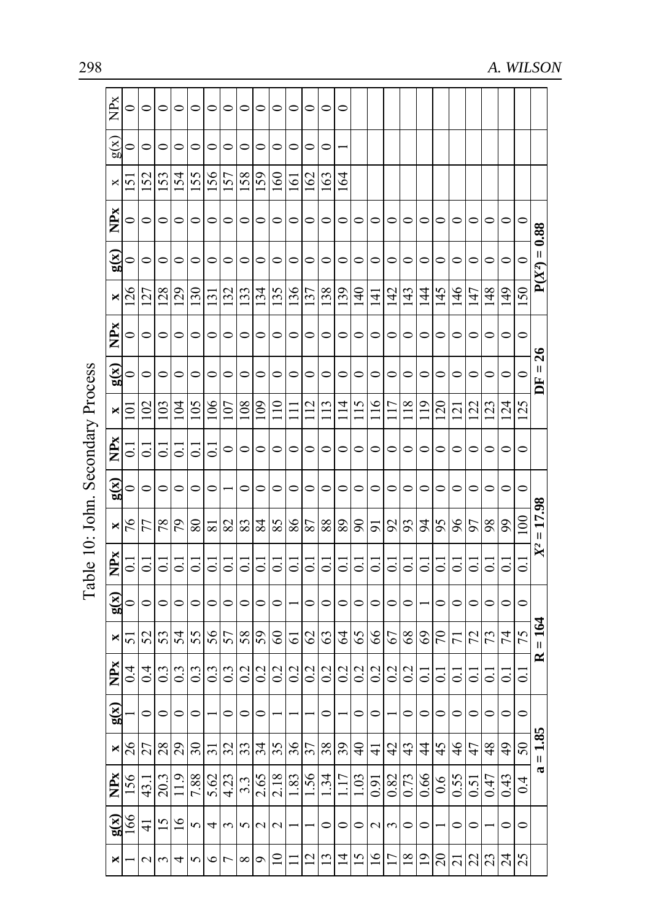Table 10: John. Secondary Process

| x | g(x) | NPx | x | g(x) | NPx | x | g(x) | NPx | x | g(x) | NPx | x | g(x) | NPx | x | g(x) | NPx | x | g(x) | NPx |
|---|---|---|---|---|---|---|---|---|---|---|---|---|---|---|---|---|---|---|---|---|
| 1 | 166 | 156 | 26 | 1 | 0.4 | 51 | 0 | 0.1 | 76 | 0 | 0.1 | 101 | 0 | 0 | 126 | 0 | 0 | 151 | 0 | 0 |
| 2 | 41 | 43.1 | 27 | 0 | 0.4 | 52 | 0 | 0.1 | 77 | 0 | 0.1 | 102 | 0 | 0 | 127 | 0 | 0 | 152 | 0 | 0 |
| 3 | 15 | 20.3 | 28 | 0 | 0.3 | 53 | 0 | 0.1 | 78 | 0 | 0.1 | 103 | 0 | 0 | 128 | 0 | 0 | 153 | 0 | 0 |
| 4 | 16 | 11.9 | 29 | 0 | 0.3 | 54 | 0 | 0.1 | 79 | 0 | 0.1 | 104 | 0 | 0 | 129 | 0 | 0 | 154 | 0 | 0 |
| 5 | 5 | 7.88 | 30 | 0 | 0.3 | 55 | 0 | 0.1 | 80 | 0 | 0.1 | 105 | 0 | 0 | 130 | 0 | 0 | 155 | 0 | 0 |
| 6 | 4 | 5.62 | 31 | 1 | 0.3 | 56 | 0 | 0.1 | 81 | 0 | 0.1 | 106 | 0 | 0 | 131 | 0 | 0 | 156 | 0 | 0 |
| 7 | 3 | 4.23 | 32 | 0 | 0.3 | 57 | 0 | 0.1 | 82 | 1 | 0 | 107 | 0 | 0 | 132 | 0 | 0 | 157 | 0 | 0 |
| 8 | 5 | 3.3 | 33 | 0 | 0.2 | 58 | 0 | 0.1 | 83 | 0 | 0 | 108 | 0 | 0 | 133 | 0 | 0 | 158 | 0 | 0 |
| 9 | 2 | 2.65 | 34 | 0 | 0.2 | 59 | 0 | 0.1 | 84 | 0 | 0 | 109 | 0 | 0 | 134 | 0 | 0 | 159 | 0 | 0 |
| 10 | 2 | 2.18 | 35 | 1 | 0.2 | 60 | 0 | 0.1 | 85 | 0 | 0 | 110 | 0 | 0 | 135 | 0 | 0 | 160 | 0 | 0 |
| 11 | 1 | 1.83 | 36 | 1 | 0.2 | 61 | 1 | 0.1 | 86 | 0 | 0 | 111 | 0 | 0 | 136 | 0 | 0 | 161 | 0 | 0 |
| 12 | 1 | 1.56 | 37 | 1 | 0.2 | 62 | 0 | 0.1 | 87 | 0 | 0 | 112 | 0 | 0 | 137 | 0 | 0 | 162 | 0 | 0 |
| 13 | 0 | 1.34 | 38 | 0 | 0.2 | 63 | 0 | 0.1 | 88 | 0 | 0 | 113 | 0 | 0 | 138 | 0 | 0 | 163 | 0 | 0 |
| 14 | 0 | 1.17 | 39 | 1 | 0.2 | 64 | 0 | 0.1 | 89 | 0 | 0 | 114 | 0 | 0 | 139 | 0 | 0 | 164 | 1 | 0 |
| 15 | 0 | 1.03 | 40 | 0 | 0.2 | 65 | 0 | 0.1 | 90 | 0 | 0 | 115 | 0 | 0 | 140 | 0 | 0 | | | |
| 16 | 2 | 0.91 | 41 | 0 | 0.2 | 66 | 0 | 0.1 | 91 | 0 | 0 | 116 | 0 | 0 | 141 | 0 | 0 | | | |
| 17 | 3 | 0.82 | 42 | 1 | 0.2 | 67 | 0 | 0.1 | 92 | 0 | 0 | 117 | 0 | 0 | 142 | 0 | 0 | | | |
| 18 | 0 | 0.73 | 43 | 0 | 0.2 | 68 | 0 | 0.1 | 93 | 0 | 0 | 118 | 0 | 0 | 143 | 0 | 0 | | | |
| 19 | 0 | 0.66 | 44 | 0 | 0.1 | 69 | 1 | 0.1 | 94 | 0 | 0 | 119 | 0 | 0 | 144 | 0 | 0 | | | |
| 20 | 1 | 0.6 | 45 | 0 | 0.1 | 70 | 0 | 0.1 | 95 | 0 | 0 | 120 | 0 | 0 | 145 | 0 | 0 | | | |
| 21 | 0 | 0.55 | 46 | 0 | 0.1 | 71 | 0 | 0.1 | 96 | 0 | 0 | 121 | 0 | 0 | 146 | 0 | 0 | | | |
| 22 | 0 | 0.51 | 47 | 0 | 0.1 | 72 | 0 | 0.1 | 97 | 0 | 0 | 122 | 0 | 0 | 147 | 0 | 0 | | | |
| 23 | 1 | 0.47 | 48 | 0 | 0.1 | 73 | 0 | 0.1 | 98 | 0 | 0 | 123 | 0 | 0 | 148 | 0 | 0 | | | |
| 24 | 0 | 0.43 | 49 | 0 | 0.1 | 74 | 0 | 0.1 | 99 | 0 | 0 | 124 | 0 | 0 | 149 | 0 | 0 | | | |
| 25 | 0 | 0.4 | 50 | 0 | 0.1 | 75 | 0 | 0.1 | 100 | 0 | 0 | 125 | 0 | 0 | 150 | 0 | 0 | | | |
| | | | **a = 1.85** | | | **R = 164** | | | **$X^2$ = 17.98** | | | **DF = 26** | | | **$P(X^2)$ = 0.88** | | | | | |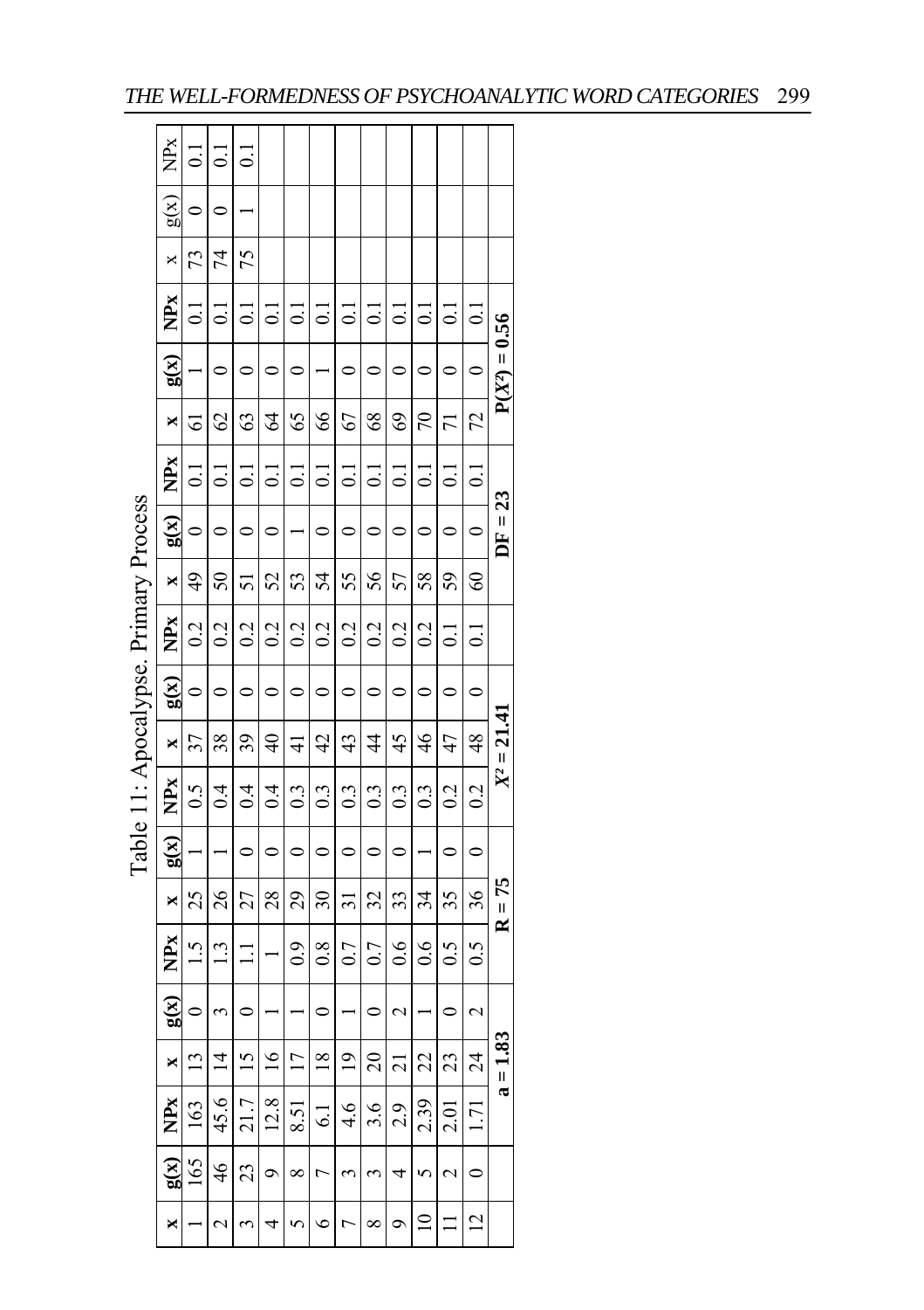Table 11: Apocalypse. Primary Process

| x | g(x) | NPx | x | g(x) | NPx | x | g(x) | NPx | x | g(x) | NPx | x | g(x) | NPx | x | g(x) | NPx | x | g(x) | NPx |
|---|---|---|---|---|---|---|---|---|---|---|---|---|---|---|---|---|---|---|---|---|
| 1 | 165 | 163 | 13 | 0 | 1.5 | 25 | 1 | 0.5 | 37 | 0 | 0.2 | 49 | 0 | 0.1 | 61 | 1 | 0.1 | 73 | 0 | 0.1 |
| 2 | 46 | 45.6 | 14 | 3 | 1.3 | 26 | 1 | 0.4 | 38 | 0 | 0.2 | 50 | 0 | 0.1 | 62 | 0 | 0.1 | 74 | 0 | 0.1 |
| 3 | 23 | 21.7 | 15 | 0 | 1.1 | 27 | 0 | 0.4 | 39 | 0 | 0.2 | 51 | 0 | 0.1 | 63 | 0 | 0.1 | 75 | 1 | 0.1 |
| 4 | 9 | 12.8 | 16 | 1 | 1 | 28 | 0 | 0.4 | 40 | 0 | 0.2 | 52 | 0 | 0.1 | 64 | 0 | 0.1 | | | |
| 5 | 8 | 8.51 | 17 | 1 | 0.9 | 29 | 0 | 0.3 | 41 | 0 | 0.2 | 53 | 1 | 0.1 | 65 | 0 | 0.1 | | | |
| 6 | 7 | 6.1 | 18 | 0 | 0.8 | 30 | 0 | 0.3 | 42 | 0 | 0.2 | 54 | 0 | 0.1 | 66 | 1 | 0.1 | | | |
| 7 | 3 | 4.6 | 19 | 1 | 0.7 | 31 | 0 | 0.3 | 43 | 0 | 0.2 | 55 | 0 | 0.1 | 67 | 0 | 0.1 | | | |
| 8 | 3 | 3.6 | 20 | 0 | 0.7 | 32 | 0 | 0.3 | 44 | 0 | 0.2 | 56 | 0 | 0.1 | 68 | 0 | 0.1 | | | |
| 9 | 4 | 2.9 | 21 | 2 | 0.6 | 33 | 0 | 0.3 | 45 | 0 | 0.2 | 57 | 0 | 0.1 | 69 | 0 | 0.1 | | | |
| 10 | 5 | 2.39 | 22 | 1 | 0.6 | 34 | 1 | 0.3 | 46 | 0 | 0.2 | 58 | 0 | 0.1 | 70 | 0 | 0.1 | | | |
| 11 | 2 | 2.01 | 23 | 0 | 0.5 | 35 | 0 | 0.2 | 47 | 0 | 0.1 | 59 | 0 | 0.1 | 71 | 0 | 0.1 | | | |
| 12 | 0 | 1.71 | 24 | 2 | 0.5 | 36 | 0 | 0.2 | 48 | 0 | 0.1 | 60 | 0 | 0.1 | 72 | 0 | 0.1 | | | |
| | | | **a = 1.83** | | | **R = 75** | | | $X^2$ = **21.41** | | | **DF = 23** | | | **P($X^2$) = 0.56** | | | | | |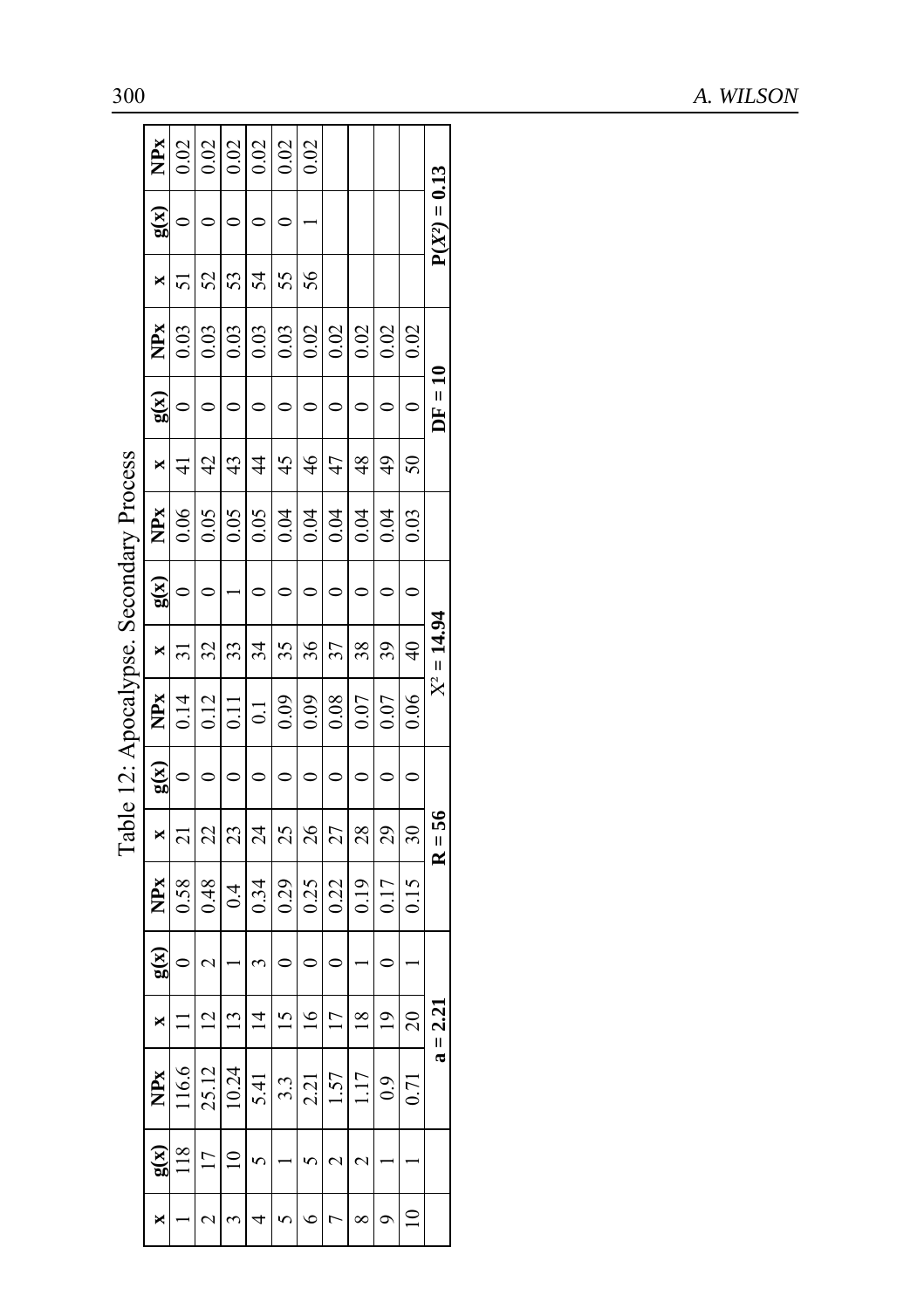Table 12: Apocalypse. Secondary Process

| x | g(x) | NPx | x | g(x) | NPx | x | g(x) | NPx | x | g(x) | NPx | x | g(x) | NPx | x | g(x) | NPx |
|---|---|---|---|---|---|---|---|---|---|---|---|---|---|---|---|---|---|
| 1 | 118 | 116.6 | 11 | 0 | 0.58 | 21 | 0 | 0.14 | 31 | 0 | 0.06 | 41 | 0 | 0.03 | 51 | 0 | 0.02 |
| 2 | 17 | 25.12 | 12 | 2 | 0.48 | 22 | 0 | 0.12 | 32 | 0 | 0.05 | 42 | 0 | 0.03 | 52 | 0 | 0.02 |
| 3 | 10 | 10.24 | 13 | 1 | 0.4 | 23 | 0 | 0.11 | 33 | 1 | 0.05 | 43 | 0 | 0.03 | 53 | 0 | 0.02 |
| 4 | 5 | 5.41 | 14 | 3 | 0.34 | 24 | 0 | 0.1 | 34 | 0 | 0.05 | 44 | 0 | 0.03 | 54 | 0 | 0.02 |
| 5 | 1 | 3.3 | 15 | 0 | 0.29 | 25 | 0 | 0.09 | 35 | 0 | 0.04 | 45 | 0 | 0.03 | 55 | 0 | 0.02 |
| 6 | 5 | 2.21 | 16 | 0 | 0.25 | 26 | 0 | 0.09 | 36 | 0 | 0.04 | 46 | 0 | 0.02 | 56 | 1 | 0.02 |
| 7 | 2 | 1.57 | 17 | 0 | 0.22 | 27 | 0 | 0.08 | 37 | 0 | 0.04 | 47 | 0 | 0.02 | | | |
| 8 | 2 | 1.17 | 18 | 1 | 0.19 | 28 | 0 | 0.07 | 38 | 0 | 0.04 | 48 | 0 | 0.02 | | | |
| 9 | 1 | 0.9 | 19 | 0 | 0.17 | 29 | 0 | 0.07 | 39 | 0 | 0.04 | 49 | 0 | 0.02 | | | |
| 10 | 1 | 0.71 | 20 | 1 | 0.15 | 30 | 0 | 0.06 | 40 | 0 | 0.03 | 50 | 0 | 0.02 | | | |
| | | **a = 2.21** | | | **R = 56** | | | **$X^2$ = 14.94** | | | **DF = 10** | | | **$P(X^2)$ = 0.13** | | | |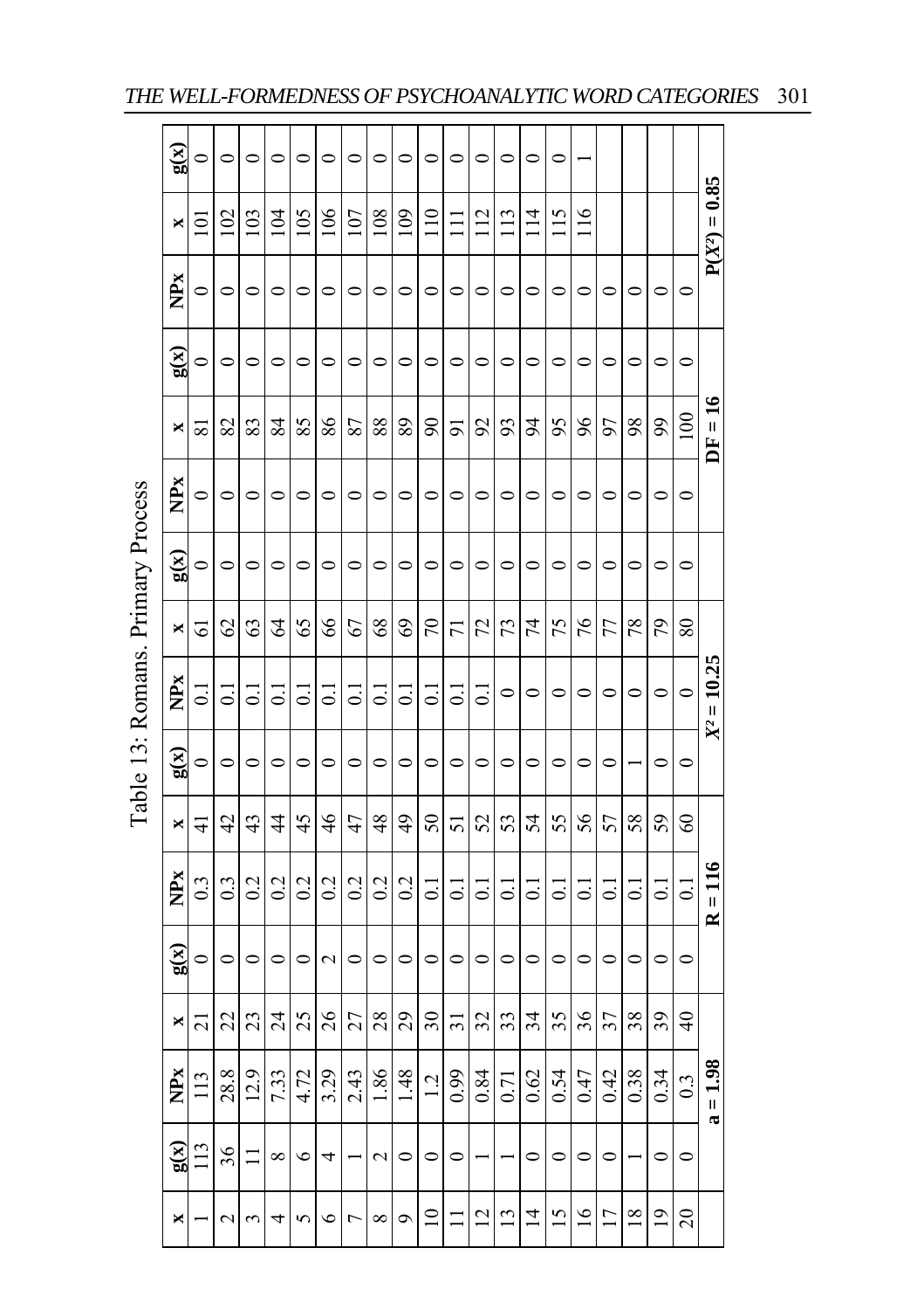Table 13: Romans. Primary Process

| x | g(x) | NPx | x | g(x) | NPx | x | g(x) | NPx | x | g(x) | NPx | x | g(x) | NPx | x | g(x) |
|---|---|---|---|---|---|---|---|---|---|---|---|---|---|---|---|---|
| 1 | 113 | 113 | 21 | 0 | 0.3 | 41 | 0 | 0.1 | 61 | 0 | 0 | 81 | 0 | 0 | 101 | 0 |
| 2 | 36 | 28.8 | 22 | 0 | 0.3 | 42 | 0 | 0.1 | 62 | 0 | 0 | 82 | 0 | 0 | 102 | 0 |
| 3 | 11 | 12.9 | 23 | 0 | 0.2 | 43 | 0 | 0.1 | 63 | 0 | 0 | 83 | 0 | 0 | 103 | 0 |
| 4 | 8 | 7.33 | 24 | 0 | 0.2 | 44 | 0 | 0.1 | 64 | 0 | 0 | 84 | 0 | 0 | 104 | 0 |
| 5 | 6 | 4.72 | 25 | 0 | 0.2 | 45 | 0 | 0.1 | 65 | 0 | 0 | 85 | 0 | 0 | 105 | 0 |
| 6 | 4 | 3.29 | 26 | 2 | 0.2 | 46 | 0 | 0.1 | 66 | 0 | 0 | 86 | 0 | 0 | 106 | 0 |
| 7 | 1 | 2.43 | 27 | 0 | 0.2 | 47 | 0 | 0.1 | 67 | 0 | 0 | 87 | 0 | 0 | 107 | 0 |
| 8 | 2 | 1.86 | 28 | 0 | 0.2 | 48 | 0 | 0.1 | 68 | 0 | 0 | 88 | 0 | 0 | 108 | 0 |
| 9 | 0 | 1.48 | 29 | 0 | 0.2 | 49 | 0 | 0.1 | 69 | 0 | 0 | 89 | 0 | 0 | 109 | 0 |
| 10 | 0 | 1.2 | 30 | 0 | 0.1 | 50 | 0 | 0.1 | 70 | 0 | 0 | 90 | 0 | 0 | 110 | 0 |
| 11 | 0 | 0.99 | 31 | 0 | 0.1 | 51 | 0 | 0.1 | 71 | 0 | 0 | 91 | 0 | 0 | 111 | 0 |
| 12 | 1 | 0.84 | 32 | 0 | 0.1 | 52 | 0 | 0.1 | 72 | 0 | 0 | 92 | 0 | 0 | 112 | 0 |
| 13 | 1 | 0.71 | 33 | 0 | 0.1 | 53 | 0 | 0 | 73 | 0 | 0 | 93 | 0 | 0 | 113 | 0 |
| 14 | 0 | 0.62 | 34 | 0 | 0.1 | 54 | 0 | 0 | 74 | 0 | 0 | 94 | 0 | 0 | 114 | 0 |
| 15 | 0 | 0.54 | 35 | 0 | 0.1 | 55 | 0 | 0 | 75 | 0 | 0 | 95 | 0 | 0 | 115 | 0 |
| 16 | 0 | 0.47 | 36 | 0 | 0.1 | 56 | 0 | 0 | 76 | 0 | 0 | 96 | 0 | 0 | 116 | 1 |
| 17 | 0 | 0.42 | 37 | 0 | 0.1 | 57 | 0 | 0 | 77 | 0 | 0 | 97 | 0 | 0 | | |
| 18 | 1 | 0.38 | 38 | 0 | 0.1 | 58 | 1 | 0 | 78 | 0 | 0 | 98 | 0 | 0 | | |
| 19 | 0 | 0.34 | 39 | 0 | 0.1 | 59 | 0 | 0 | 79 | 0 | 0 | 99 | 0 | 0 | | |
| 20 | 0 | 0.3 | 40 | 0 | 0.1 | 60 | 0 | 0 | 80 | 0 | 0 | 100 | 0 | 0 | | |
| | **a = 1.98** | | | **R = 116** | | | **$X^2$ = 10.25** | | | | | **DF = 16** | | | **P($X^2$) = 0.85** | |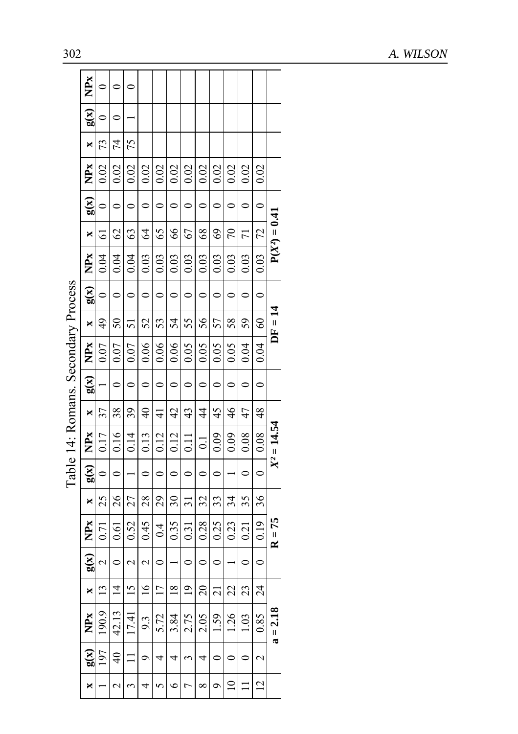Table 14: Romans. Secondary Process

| x | g(x) | NPx | x | g(x) | NPx | x | g(x) | NPx | x | g(x) | NPx | x | g(x) | NPx | x | g(x) | NPx | x | g(x) | NPx |
|---|---|---|---|---|---|---|---|---|---|---|---|---|---|---|---|---|---|---|---|---|
| 1 | 197 | 190.9 | 13 | 2 | 0.71 | 25 | 0 | 0.17 | 37 | 1 | 0.07 | 49 | 0 | 0.04 | 61 | 0 | 0.02 | 73 | 0 | 0 |
| 2 | 40 | 42.13 | 14 | 0 | 0.61 | 26 | 0 | 0.16 | 38 | 0 | 0.07 | 50 | 0 | 0.04 | 62 | 0 | 0.02 | 74 | 0 | 0 |
| 3 | 11 | 17.41 | 15 | 2 | 0.52 | 27 | 1 | 0.14 | 39 | 0 | 0.07 | 51 | 0 | 0.04 | 63 | 0 | 0.02 | 75 | 1 | 0 |
| 4 | 9 | 9.3 | 16 | 2 | 0.45 | 28 | 0 | 0.13 | 40 | 0 | 0.06 | 52 | 0 | 0.03 | 64 | 0 | 0.02 | | | |
| 5 | 4 | 5.72 | 17 | 0 | 0.4 | 29 | 0 | 0.12 | 41 | 0 | 0.06 | 53 | 0 | 0.03 | 65 | 0 | 0.02 | | | |
| 6 | 4 | 3.84 | 18 | 1 | 0.35 | 30 | 0 | 0.12 | 42 | 0 | 0.06 | 54 | 0 | 0.03 | 66 | 0 | 0.02 | | | |
| 7 | 3 | 2.75 | 19 | 0 | 0.31 | 31 | 0 | 0.11 | 43 | 0 | 0.05 | 55 | 0 | 0.03 | 67 | 0 | 0.02 | | | |
| 8 | 4 | 2.05 | 20 | 0 | 0.28 | 32 | 0 | 0.1 | 44 | 0 | 0.05 | 56 | 0 | 0.03 | 68 | 0 | 0.02 | | | |
| 9 | 0 | 1.59 | 21 | 0 | 0.25 | 33 | 0 | 0.09 | 45 | 0 | 0.05 | 57 | 0 | 0.03 | 69 | 0 | 0.02 | | | |
| 10 | 0 | 1.26 | 22 | 1 | 0.23 | 34 | 1 | 0.09 | 46 | 0 | 0.05 | 58 | 0 | 0.03 | 70 | 0 | 0.02 | | | |
| 11 | 0 | 1.03 | 23 | 0 | 0.21 | 35 | 0 | 0.08 | 47 | 0 | 0.04 | 59 | 0 | 0.03 | 71 | 0 | 0.02 | | | |
| 12 | 2 | 0.85 | 24 | 0 | 0.19 | 36 | 0 | 0.08 | 48 | 0 | 0.04 | 60 | 0 | 0.03 | 72 | 0 | 0.02 | | | |
| | a = 2.18 | | | R = 75 | | | $X^2$ = 14.54 | | | | | | DF = 14 | | | $P(X^2)$ = 0.41 | | | | |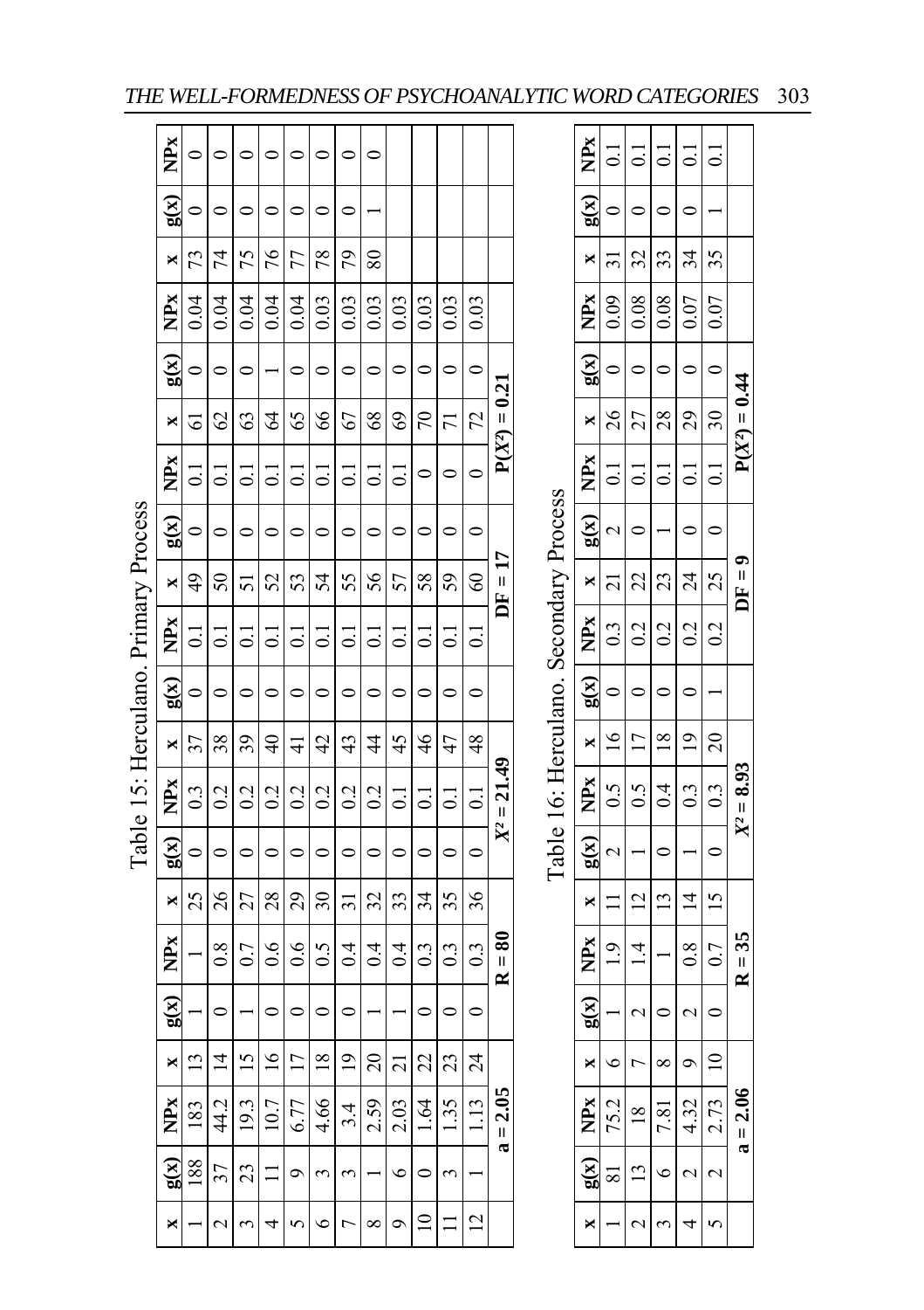Table 15: Herculano. Primary Process

| x | g(x) | NPx | x | g(x) | NPx | x | g(x) | NPx | x | g(x) | NPx | x | g(x) | NPx | x | g(x) | NPx | x | g(x) | NPx |
|---|---|---|---|---|---|---|---|---|---|---|---|---|---|---|---|---|---|---|---|---|
| 1 | 188 | 183 | 13 | 1 | 1 | 25 | 0 | 0.3 | 37 | 0 | 0.1 | 49 | 0 | 0.1 | 61 | 0 | 0.04 | 73 | 0 | 0 |
| 2 | 37 | 44.2 | 14 | 0 | 0.8 | 26 | 0 | 0.2 | 38 | 0 | 0.1 | 50 | 0 | 0.1 | 62 | 0 | 0.04 | 74 | 0 | 0 |
| 3 | 23 | 19.3 | 15 | 1 | 0.7 | 27 | 0 | 0.2 | 39 | 0 | 0.1 | 51 | 0 | 0.1 | 63 | 0 | 0.04 | 75 | 0 | 0 |
| 4 | 11 | 10.7 | 16 | 0 | 0.6 | 28 | 0 | 0.2 | 40 | 0 | 0.1 | 52 | 0 | 0.1 | 64 | 1 | 0.04 | 76 | 0 | 0 |
| 5 | 9 | 6.77 | 17 | 0 | 0.6 | 29 | 0 | 0.2 | 41 | 0 | 0.1 | 53 | 0 | 0.1 | 65 | 0 | 0.04 | 77 | 0 | 0 |
| 6 | 3 | 4.66 | 18 | 0 | 0.5 | 30 | 0 | 0.2 | 42 | 0 | 0.1 | 54 | 0 | 0.1 | 66 | 0 | 0.03 | 78 | 0 | 0 |
| 7 | 3 | 3.4 | 19 | 0 | 0.4 | 31 | 0 | 0.2 | 43 | 0 | 0.1 | 55 | 0 | 0.1 | 67 | 0 | 0.03 | 79 | 0 | 0 |
| 8 | 1 | 2.59 | 20 | 1 | 0.4 | 32 | 0 | 0.2 | 44 | 0 | 0.1 | 56 | 0 | 0.1 | 68 | 0 | 0.03 | 80 | 1 | 0 |
| 9 | 6 | 2.03 | 21 | 1 | 0.4 | 33 | 0 | 0.1 | 45 | 0 | 0.1 | 57 | 0 | 0.1 | 69 | 0 | 0.03 | | | |
| 10 | 0 | 1.64 | 22 | 0 | 0.3 | 34 | 0 | 0.1 | 46 | 0 | 0.1 | 58 | 0 | 0 | 70 | 0 | 0.03 | | | |
| 11 | 3 | 1.35 | 23 | 0 | 0.3 | 35 | 0 | 0.1 | 47 | 0 | 0.1 | 59 | 0 | 0 | 71 | 0 | 0.03 | | | |
| 12 | 1 | 1.13 | 24 | 0 | 0.3 | 36 | 0 | 0.1 | 48 | 0 | 0.1 | 60 | 0 | 0 | 72 | 0 | 0.03 | | | |
| | **a = 2.05** | | | **R = 80** | | | $X^2$ **= 21.49** | | | | | | **DF = 17** | | | **P($X^2$) = 0.21** | | | | |

Table 16: Herculano. Secondary Process

| x | g(x) | NPx | x | g(x) | NPx | x | g(x) | NPx | x | g(x) | NPx | x | g(x) | NPx | x | g(x) | NPx | x | g(x) | NPx |
|---|---|---|---|---|---|---|---|---|---|---|---|---|---|---|---|---|---|---|---|---|
| 1 | 81 | 75.2 | 6 | 1 | 1.9 | 11 | 2 | 0.5 | 16 | 0 | 0.3 | 21 | 2 | 0.1 | 26 | 0 | 0.09 | 31 | 0 | 0.1 |
| 2 | 13 | 18 | 7 | 2 | 1.4 | 12 | 1 | 0.5 | 17 | 0 | 0.2 | 22 | 0 | 0.1 | 27 | 0 | 0.08 | 32 | 0 | 0.1 |
| 3 | 6 | 7.81 | 8 | 0 | 1 | 13 | 0 | 0.4 | 18 | 0 | 0.2 | 23 | 1 | 0.1 | 28 | 0 | 0.08 | 33 | 0 | 0.1 |
| 4 | 2 | 4.32 | 9 | 2 | 0.8 | 14 | 1 | 0.3 | 19 | 0 | 0.2 | 24 | 0 | 0.1 | 29 | 0 | 0.07 | 34 | 0 | 0.1 |
| 5 | 2 | 2.73 | 10 | 0 | 0.7 | 15 | 0 | 0.3 | 20 | 1 | 0.2 | 25 | 0 | 0.1 | 30 | 0 | 0.07 | 35 | 1 | 0.1 |
| | **a = 2.06** | | | **R = 35** | | | $X^2$ **= 8.93** | | | | | | **DF = 9** | | | **P($X^2$) = 0.44** | | | | |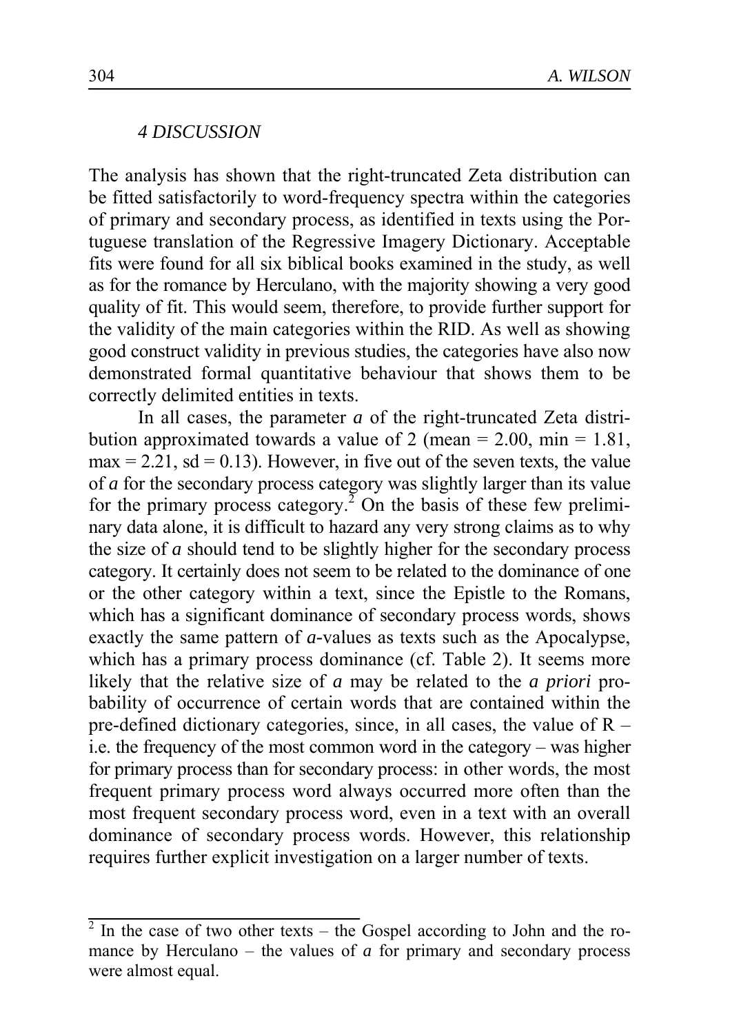## *4 DISCUSSION*

The analysis has shown that the right-truncated Zeta distribution can be fitted satisfactorily to word-frequency spectra within the categories of primary and secondary process, as identified in texts using the Portuguese translation of the Regressive Imagery Dictionary. Acceptable fits were found for all six biblical books examined in the study, as well as for the romance by Herculano, with the majority showing a very good quality of fit. This would seem, therefore, to provide further support for the validity of the main categories within the RID. As well as showing good construct validity in previous studies, the categories have also now demonstrated formal quantitative behaviour that shows them to be correctly delimited entities in texts.

In all cases, the parameter $a$ of the right-truncated Zeta distribution approximated towards a value of 2 (mean = 2.00, min = 1.81, max = 2.21, sd = 0.13). However, in five out of the seven texts, the value of $a$ for the secondary process category was slightly larger than its value for the primary process category.[2] On the basis of these few preliminary data alone, it is difficult to hazard any very strong claims as to why the size of $a$ should tend to be slightly higher for the secondary process category. It certainly does not seem to be related to the dominance of one or the other category within a text, since the Epistle to the Romans, which has a significant dominance of secondary process words, shows exactly the same pattern of $a$-values as texts such as the Apocalypse, which has a primary process dominance (cf. Table 2). It seems more likely that the relative size of $a$ may be related to the *a priori* probability of occurrence of certain words that are contained within the pre-defined dictionary categories, since, in all cases, the value of $R$ – i.e. the frequency of the most common word in the category – was higher for primary process than for secondary process: in other words, the most frequent primary process word always occurred more often than the most frequent secondary process word, even in a text with an overall dominance of secondary process words. However, this relationship requires further explicit investigation on a larger number of texts.

---

[2] In the case of two other texts – the Gospel according to John and the romance by Herculano – the values of $a$ for primary and secondary process were almost equal.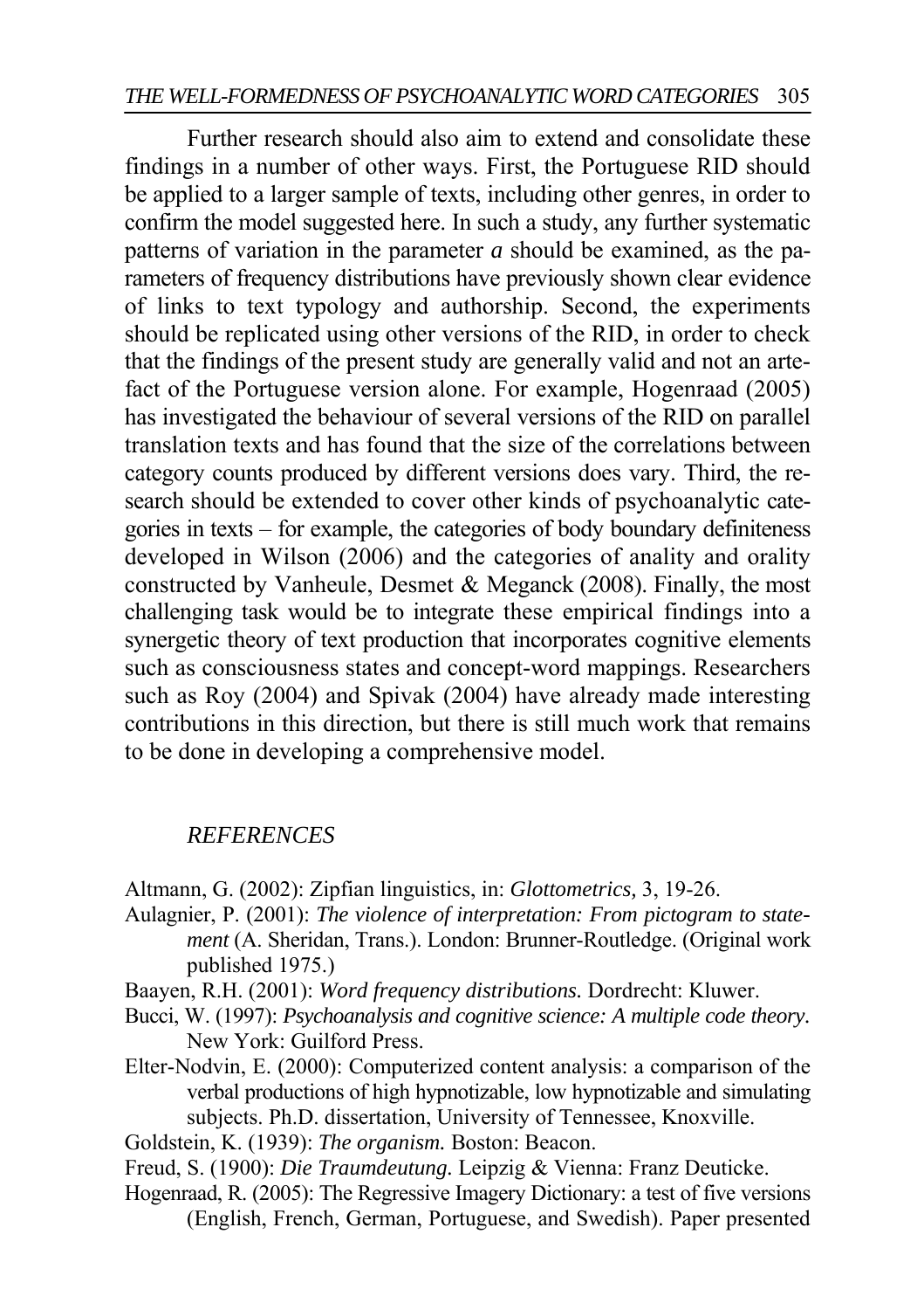Further research should also aim to extend and consolidate these findings in a number of other ways. First, the Portuguese RID should be applied to a larger sample of texts, including other genres, in order to confirm the model suggested here. In such a study, any further systematic patterns of variation in the parameter $a$ should be examined, as the parameters of frequency distributions have previously shown clear evidence of links to text typology and authorship. Second, the experiments should be replicated using other versions of the RID, in order to check that the findings of the present study are generally valid and not an artefact of the Portuguese version alone. For example, Hogenraad (2005) has investigated the behaviour of several versions of the RID on parallel translation texts and has found that the size of the correlations between category counts produced by different versions does vary. Third, the research should be extended to cover other kinds of psychoanalytic categories in texts – for example, the categories of body boundary definiteness developed in Wilson (2006) and the categories of anality and orality constructed by Vanheule, Desmet & Meganck (2008). Finally, the most challenging task would be to integrate these empirical findings into a synergetic theory of text production that incorporates cognitive elements such as consciousness states and concept-word mappings. Researchers such as Roy (2004) and Spivak (2004) have already made interesting contributions in this direction, but there is still much work that remains to be done in developing a comprehensive model.

## *REFERENCES*

Altmann, G. (2002): Zipfian linguistics, in: *Glottometrics,* 3, 19-26.

Aulagnier, P. (2001): *The violence of interpretation: From pictogram to statement* (A. Sheridan, Trans.). London: Brunner-Routledge. (Original work published 1975.)

Baayen, R.H. (2001): *Word frequency distributions.* Dordrecht: Kluwer.

Bucci, W. (1997): *Psychoanalysis and cognitive science: A multiple code theory.* New York: Guilford Press.

Elter-Nodvin, E. (2000): Computerized content analysis: a comparison of the verbal productions of high hypnotizable, low hypnotizable and simulating subjects. Ph.D. dissertation, University of Tennessee, Knoxville.

Goldstein, K. (1939): *The organism.* Boston: Beacon.

Freud, S. (1900): *Die Traumdeutung.* Leipzig & Vienna: Franz Deuticke.

Hogenraad, R. (2005): The Regressive Imagery Dictionary: a test of five versions (English, French, German, Portuguese, and Swedish). Paper presented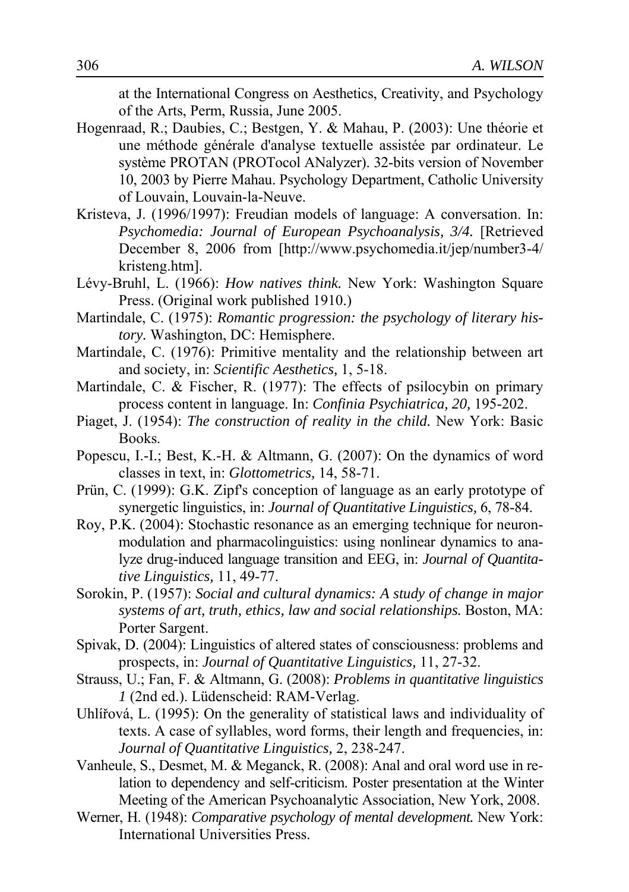at the International Congress on Aesthetics, Creativity, and Psychology of the Arts, Perm, Russia, June 2005.

Hogenraad, R.; Daubies, C.; Bestgen, Y. & Mahau, P. (2003): Une théorie et une méthode générale d'analyse textuelle assistée par ordinateur. Le système PROTAN (PROTocol ANalyzer). 32-bits version of November 10, 2003 by Pierre Mahau. Psychology Department, Catholic University of Louvain, Louvain-la-Neuve.

Kristeva, J. (1996/1997): Freudian models of language: A conversation. In: *Psychomedia: Journal of European Psychoanalysis, 3/4.* [Retrieved December 8, 2006 from [http://www.psychomedia.it/jep/number3-4/kristeng.htm].

Lévy-Bruhl, L. (1966): *How natives think.* New York: Washington Square Press. (Original work published 1910.)

Martindale, C. (1975): *Romantic progression: the psychology of literary history.* Washington, DC: Hemisphere.

Martindale, C. (1976): Primitive mentality and the relationship between art and society, in: *Scientific Aesthetics,* 1, 5-18.

Martindale, C. & Fischer, R. (1977): The effects of psilocybin on primary process content in language. In: *Confinia Psychiatrica, 20,* 195-202.

Piaget, J. (1954): *The construction of reality in the child.* New York: Basic Books.

Popescu, I.-I.; Best, K.-H. & Altmann, G. (2007): On the dynamics of word classes in text, in: *Glottometrics,* 14, 58-71.

Prün, C. (1999): G.K. Zipf's conception of language as an early prototype of synergetic linguistics, in: *Journal of Quantitative Linguistics,* 6, 78-84.

Roy, P.K. (2004): Stochastic resonance as an emerging technique for neuronmodulation and pharmacolinguistics: using nonlinear dynamics to analyze drug-induced language transition and EEG, in: *Journal of Quantitative Linguistics,* 11, 49-77.

Sorokin, P. (1957): *Social and cultural dynamics: A study of change in major systems of art, truth, ethics, law and social relationships.* Boston, MA: Porter Sargent.

Spivak, D. (2004): Linguistics of altered states of consciousness: problems and prospects, in: *Journal of Quantitative Linguistics,* 11, 27-32.

Strauss, U.; Fan, F. & Altmann, G. (2008): *Problems in quantitative linguistics 1* (2nd ed.). Lüdenscheid: RAM-Verlag.

Uhlířová, L. (1995): On the generality of statistical laws and individuality of texts. A case of syllables, word forms, their length and frequencies, in: *Journal of Quantitative Linguistics,* 2, 238-247.

Vanheule, S., Desmet, M. & Meganck, R. (2008): Anal and oral word use in relation to dependency and self-criticism. Poster presentation at the Winter Meeting of the American Psychoanalytic Association, New York, 2008.

Werner, H. (1948): *Comparative psychology of mental development.* New York: International Universities Press.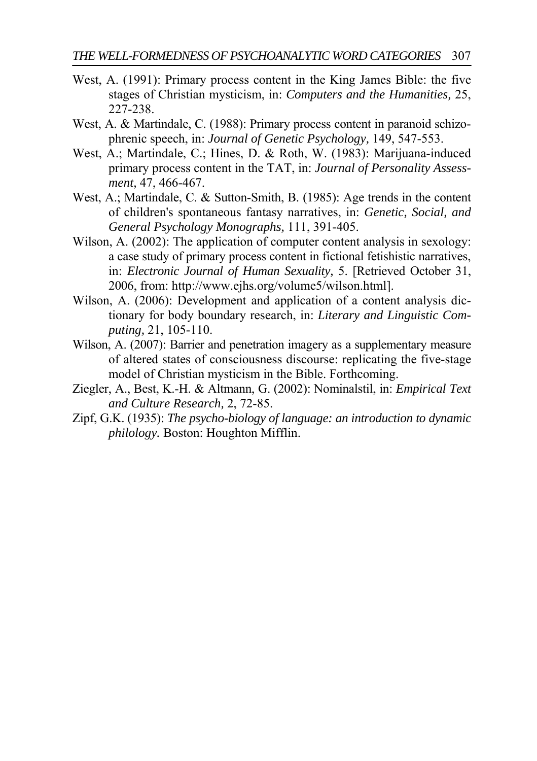West, A. (1991): Primary process content in the King James Bible: the five stages of Christian mysticism, in: *Computers and the Humanities,* 25, 227-238.

West, A. & Martindale, C. (1988): Primary process content in paranoid schizophrenic speech, in: *Journal of Genetic Psychology,* 149, 547-553.

West, A.; Martindale, C.; Hines, D. & Roth, W. (1983): Marijuana-induced primary process content in the TAT, in: *Journal of Personality Assessment,* 47, 466-467.

West, A.; Martindale, C. & Sutton-Smith, B. (1985): Age trends in the content of children's spontaneous fantasy narratives, in: *Genetic, Social, and General Psychology Monographs,* 111, 391-405.

Wilson, A. (2002): The application of computer content analysis in sexology: a case study of primary process content in fictional fetishistic narratives, in: *Electronic Journal of Human Sexuality,* 5. [Retrieved October 31, 2006, from: http://www.ejhs.org/volume5/wilson.html].

Wilson, A. (2006): Development and application of a content analysis dictionary for body boundary research, in: *Literary and Linguistic Computing,* 21, 105-110.

Wilson, A. (2007): Barrier and penetration imagery as a supplementary measure of altered states of consciousness discourse: replicating the five-stage model of Christian mysticism in the Bible. Forthcoming.

Ziegler, A., Best, K.-H. & Altmann, G. (2002): Nominalstil, in: *Empirical Text and Culture Research,* 2, 72-85.

Zipf, G.K. (1935): *The psycho-biology of language: an introduction to dynamic philology.* Boston: Houghton Mifflin.